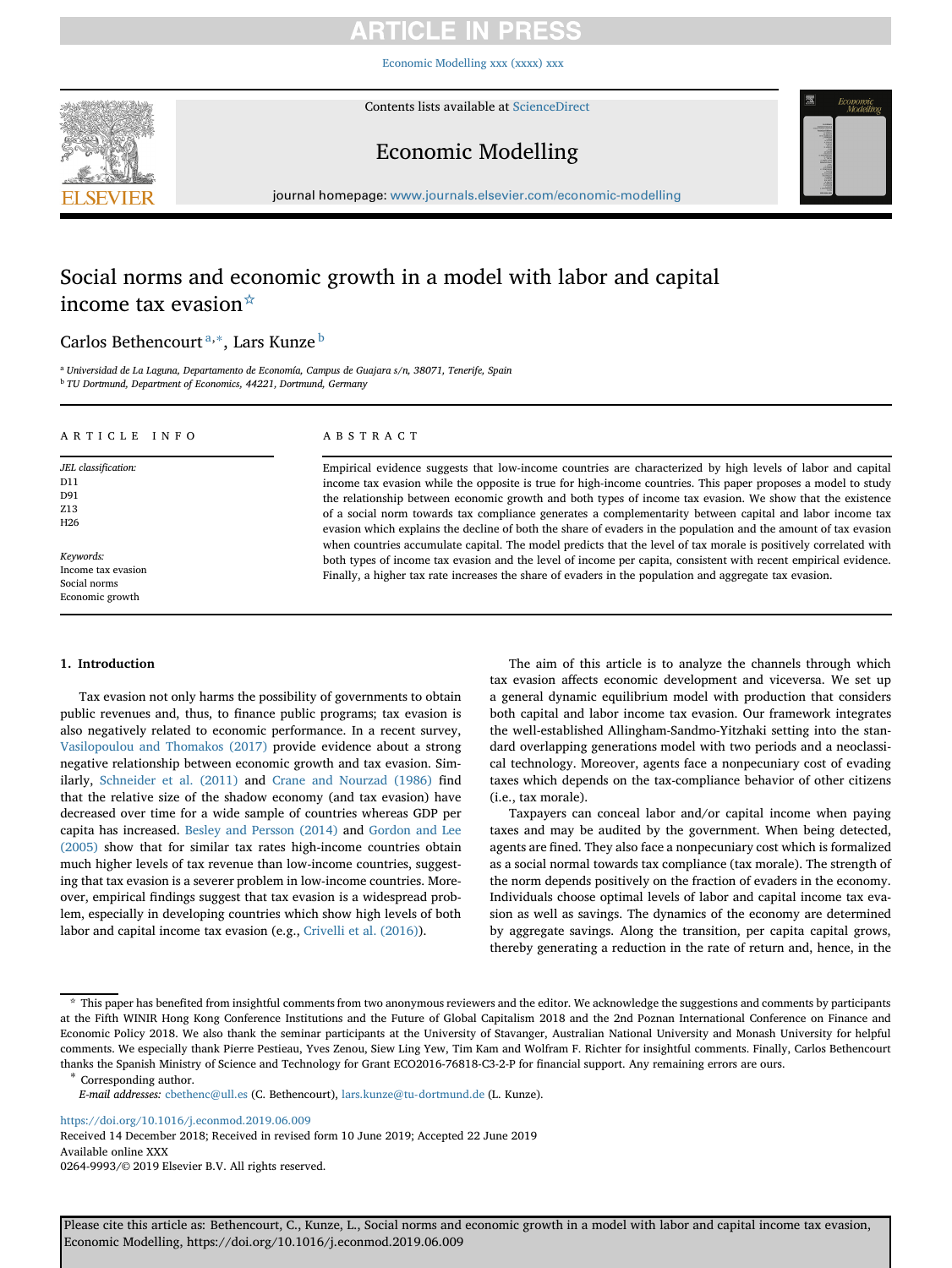# Social norms and economic growth in a model with labor and capital income tax evasion☆

Carlos Bethencourt[a,*], Lars Kunze[b]

[a] Universidad de La Laguna, Departamento de Economía, Campus de Guajara s/n, 38071, Tenerife, Spain
[b] TU Dortmund, Department of Economics, 44221, Dortmund, Germany

## ARTICLE INFO

*JEL classification:*
D11
D91
Z13
H26

*Keywords:*
Income tax evasion
Social norms
Economic growth

## ABSTRACT

Empirical evidence suggests that low-income countries are characterized by high levels of labor and capital income tax evasion while the opposite is true for high-income countries. This paper proposes a model to study the relationship between economic growth and both types of income tax evasion. We show that the existence of a social norm towards tax compliance generates a complementarity between capital and labor income tax evasion which explains the decline of both the share of evaders in the population and the amount of tax evasion when countries accumulate capital. The model predicts that the level of tax morale is positively correlated with both types of income tax evasion and the level of income per capita, consistent with recent empirical evidence. Finally, a higher tax rate increases the share of evaders in the population and aggregate tax evasion.

## 1. Introduction

Tax evasion not only harms the possibility of governments to obtain public revenues and, thus, to finance public programs; tax evasion is also negatively related to economic performance. In a recent survey, Vasilopoulou and Thomakos (2017) provide evidence about a strong negative relationship between economic growth and tax evasion. Similarly, Schneider et al. (2011) and Crane and Nourzad (1986) find that the relative size of the shadow economy (and tax evasion) have decreased over time for a wide sample of countries whereas GDP per capita has increased. Besley and Persson (2014) and Gordon and Lee (2005) show that for similar tax rates high-income countries obtain much higher levels of tax revenue than low-income countries, suggesting that tax evasion is a severer problem in low-income countries. Moreover, empirical findings suggest that tax evasion is a widespread problem, especially in developing countries which show high levels of both labor and capital income tax evasion (e.g., Crivelli et al. (2016)).

The aim of this article is to analyze the channels through which tax evasion affects economic development and viceversa. We set up a general dynamic equilibrium model with production that considers both capital and labor income tax evasion. Our framework integrates the well-established Allingham-Sandmo-Yitzhaki setting into the standard overlapping generations model with two periods and a neoclassical technology. Moreover, agents face a nonpecuniary cost of evading taxes which depends on the tax-compliance behavior of other citizens (i.e., tax morale).

Taxpayers can conceal labor and/or capital income when paying taxes and may be audited by the government. When being detected, agents are fined. They also face a nonpecuniary cost which is formalized as a social normal towards tax compliance (tax morale). The strength of the norm depends positively on the fraction of evaders in the economy. Individuals choose optimal levels of labor and capital income tax evasion as well as savings. The dynamics of the economy are determined by aggregate savings. Along the transition, per capita capital grows, thereby generating a reduction in the rate of return and, hence, in the

☆ This paper has benefited from insightful comments from two anonymous reviewers and the editor. We acknowledge the suggestions and comments by participants at the Fifth WINIR Hong Kong Conference Institutions and the Future of Global Capitalism 2018 and the 2nd Poznan International Conference on Finance and Economic Policy 2018. We also thank the seminar participants at the University of Stavanger, Australian National University and Monash University for helpful comments. We especially thank Pierre Pestieau, Yves Zenou, Siew Ling Yew, Tim Kam and Wolfram F. Richter for insightful comments. Finally, Carlos Bethencourt thanks the Spanish Ministry of Science and Technology for Grant ECO2016-76818-C3-2-P for financial support. Any remaining errors are ours.

\* Corresponding author.
*E-mail addresses:* cbethenc@ull.es (C. Bethencourt), lars.kunze@tu-dortmund.de (L. Kunze).

https://doi.org/10.1016/j.econmod.2019.06.009
Received 14 December 2018; Received in revised form 10 June 2019; Accepted 22 June 2019
Available online XXX
0264-9993/© 2019 Elsevier B.V. All rights reserved.

Please cite this article as: Bethencourt, C., Kunze, L., Social norms and economic growth in a model with labor and capital income tax evasion, Economic Modelling, https://doi.org/10.1016/j.econmod.2019.06.009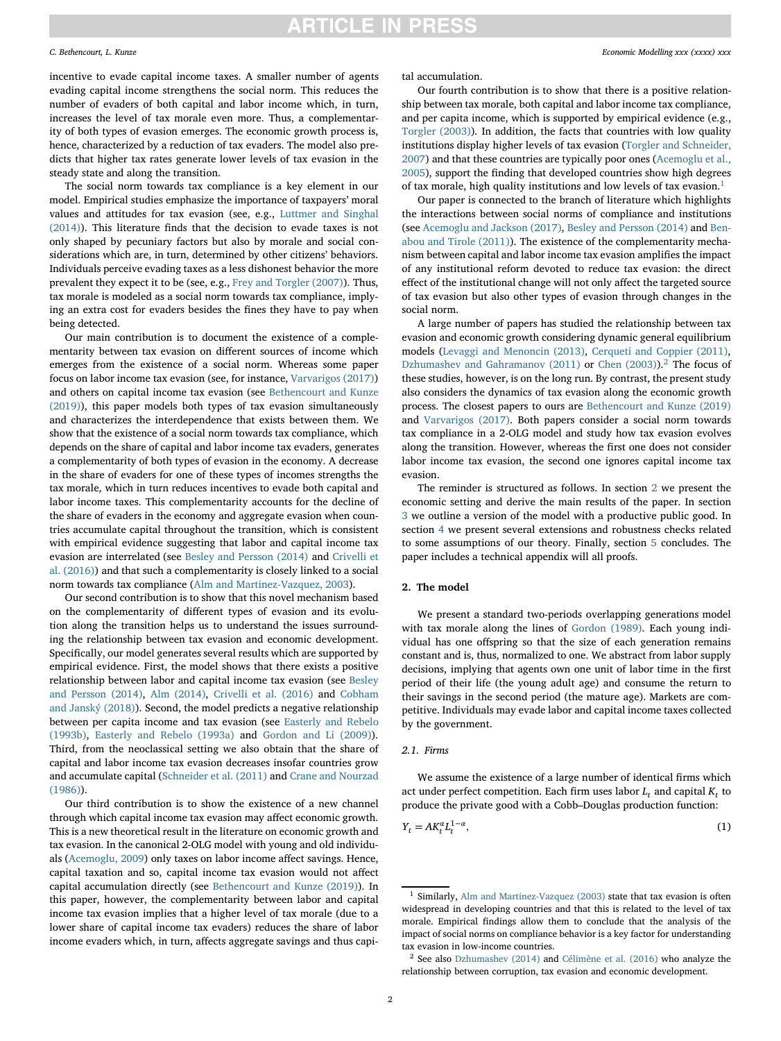incentive to evade capital income taxes. A smaller number of agents evading capital income strengthens the social norm. This reduces the number of evaders of both capital and labor income which, in turn, increases the level of tax morale even more. Thus, a complementarity of both types of evasion emerges. The economic growth process is, hence, characterized by a reduction of tax evaders. The model also predicts that higher tax rates generate lower levels of tax evasion in the steady state and along the transition.

The social norm towards tax compliance is a key element in our model. Empirical studies emphasize the importance of taxpayers' moral values and attitudes for tax evasion (see, e.g., Luttmer and Singhal (2014)). This literature finds that the decision to evade taxes is not only shaped by pecuniary factors but also by morale and social considerations which are, in turn, determined by other citizens' behaviors. Individuals perceive evading taxes as a less dishonest behavior the more prevalent they expect it to be (see, e.g., Frey and Torgler (2007)). Thus, tax morale is modeled as a social norm towards tax compliance, implying an extra cost for evaders besides the fines they have to pay when being detected.

Our main contribution is to document the existence of a complementarity between tax evasion on different sources of income which emerges from the existence of a social norm. Whereas some paper focus on labor income tax evasion (see, for instance, Varvarigos (2017)) and others on capital income tax evasion (see Bethencourt and Kunze (2019)), this paper models both types of tax evasion simultaneously and characterizes the interdependence that exists between them. We show that the existence of a social norm towards tax compliance, which depends on the share of capital and labor income tax evaders, generates a complementarity of both types of evasion in the economy. A decrease in the share of evaders for one of these types of incomes strengths the tax morale, which in turn reduces incentives to evade both capital and labor income taxes. This complementarity accounts for the decline of the share of evaders in the economy and aggregate evasion when countries accumulate capital throughout the transition, which is consistent with empirical evidence suggesting that labor and capital income tax evasion are interrelated (see Besley and Persson (2014) and Crivelli et al. (2016)) and that such a complementarity is closely linked to a social norm towards tax compliance (Alm and Martinez-Vazquez, 2003).

Our second contribution is to show that this novel mechanism based on the complementarity of different types of evasion and its evolution along the transition helps us to understand the issues surrounding the relationship between tax evasion and economic development. Specifically, our model generates several results which are supported by empirical evidence. First, the model shows that there exists a positive relationship between labor and capital income tax evasion (see Besley and Persson (2014), Alm (2014), Crivelli et al. (2016) and Cobham and Janský (2018)). Second, the model predicts a negative relationship between per capita income and tax evasion (see Easterly and Rebelo (1993b), Easterly and Rebelo (1993a) and Gordon and Li (2009)). Third, from the neoclassical setting we also obtain that the share of capital and labor income tax evasion decreases insofar countries grow and accumulate capital (Schneider et al. (2011) and Crane and Nourzad (1986)).

Our third contribution is to show the existence of a new channel through which capital income tax evasion may affect economic growth. This is a new theoretical result in the literature on economic growth and tax evasion. In the canonical 2-OLG model with young and old individuals (Acemoglu, 2009) only taxes on labor income affect savings. Hence, capital taxation and so, capital income tax evasion would not affect capital accumulation directly (see Bethencourt and Kunze (2019)). In this paper, however, the complementarity between labor and capital income tax evasion implies that a higher level of tax morale (due to a lower share of capital income tax evaders) reduces the share of labor income evaders which, in turn, affects aggregate savings and thus capital accumulation.

Our fourth contribution is to show that there is a positive relationship between tax morale, both capital and labor income tax compliance, and per capita income, which is supported by empirical evidence (e.g., Torgler (2003)). In addition, the facts that countries with low quality institutions display higher levels of tax evasion (Torgler and Schneider, 2007) and that these countries are typically poor ones (Acemoglu et al., 2005), support the finding that developed countries show high degrees of tax morale, high quality institutions and low levels of tax evasion.[1]

Our paper is connected to the branch of literature which highlights the interactions between social norms of compliance and institutions (see Acemoglu and Jackson (2017), Besley and Persson (2014) and Benabou and Tirole (2011)). The existence of the complementarity mechanism between capital and labor income tax evasion amplifies the impact of any institutional reform devoted to reduce tax evasion: the direct effect of the institutional change will not only affect the targeted source of tax evasion but also other types of evasion through changes in the social norm.

A large number of papers has studied the relationship between tax evasion and economic growth considering dynamic general equilibrium models (Levaggi and Menoncin (2013), Cerqueti and Coppier (2011), Dzhumashev and Gahramanov (2011) or Chen (2003)).[2] The focus of these studies, however, is on the long run. By contrast, the present study also considers the dynamics of tax evasion along the economic growth process. The closest papers to ours are Bethencourt and Kunze (2019) and Varvarigos (2017). Both papers consider a social norm towards tax compliance in a 2-OLG model and study how tax evasion evolves along the transition. However, whereas the first one does not consider labor income tax evasion, the second one ignores capital income tax evasion.

The reminder is structured as follows. In section 2 we present the economic setting and derive the main results of the paper. In section 3 we outline a version of the model with a productive public good. In section 4 we present several extensions and robustness checks related to some assumptions of our theory. Finally, section 5 concludes. The paper includes a technical appendix will all proofs.

## 2. The model

We present a standard two-periods overlapping generations model with tax morale along the lines of Gordon (1989). Each young individual has one offspring so that the size of each generation remains constant and is, thus, normalized to one. We abstract from labor supply decisions, implying that agents own one unit of labor time in the first period of their life (the young adult age) and consume the return to their savings in the second period (the mature age). Markets are competitive. Individuals may evade labor and capital income taxes collected by the government.

### 2.1. Firms

We assume the existence of a large number of identical firms which act under perfect competition. Each firm uses labor $L_t$ and capital $K_t$ to produce the private good with a Cobb–Douglas production function:

$$Y_t = AK_t^{\alpha}L_t^{1-\alpha}, \tag{1}$$

[1] Similarly, Alm and Martinez-Vazquez (2003) state that tax evasion is often widespread in developing countries and that this is related to the level of tax morale. Empirical findings allow them to conclude that the analysis of the impact of social norms on compliance behavior is a key factor for understanding tax evasion in low-income countries.

[2] See also Dzhumashev (2014) and Célimène et al. (2016) who analyze the relationship between corruption, tax evasion and economic development.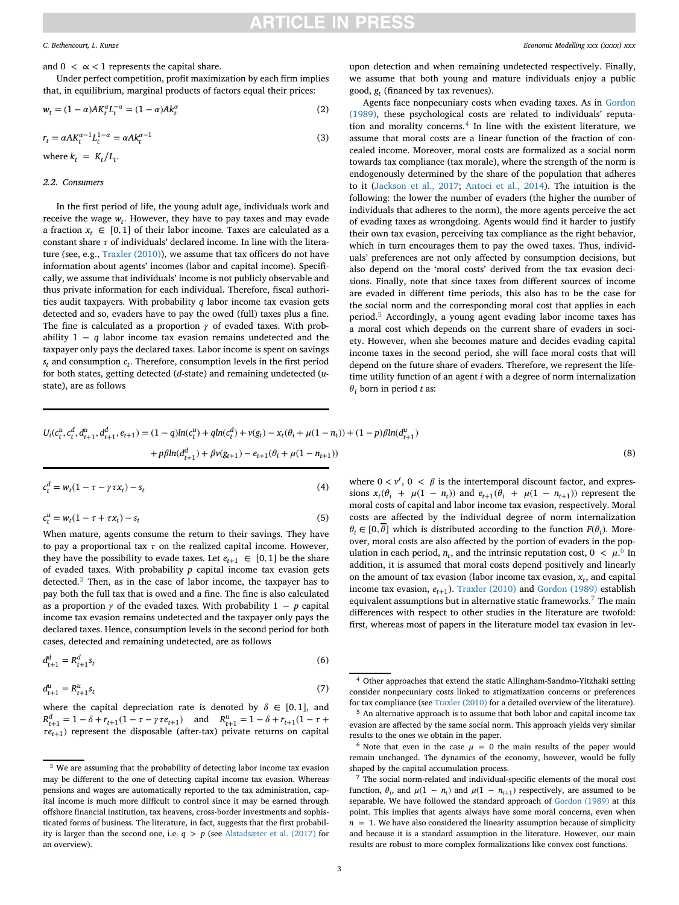and $0 < \alpha < 1$ represents the capital share.

Under perfect competition, profit maximization by each firm implies that, in equilibrium, marginal products of factors equal their prices:

$$w_t = (1-\alpha)AK_t^{\alpha}L_t^{-\alpha} = (1-\alpha)Ak_t^{\alpha} \tag{2}$$

$$r_t = \alpha AK_t^{\alpha-1}L_t^{1-\alpha} = \alpha Ak_t^{\alpha-1} \tag{3}$$

where $k_t = K_t/L_t$.

### 2.2. Consumers

In the first period of life, the young adult age, individuals work and receive the wage $w_t$. However, they have to pay taxes and may evade a fraction $x_t \in [0,1]$ of their labor income. Taxes are calculated as a constant share $\tau$ of individuals' declared income. In line with the literature (see, e.g., Traxler (2010)), we assume that tax officers do not have information about agents' incomes (labor and capital income). Specifically, we assume that individuals' income is not publicly observable and thus private information for each individual. Therefore, fiscal authorities audit taxpayers. With probability $q$ labor income tax evasion gets detected and so, evaders have to pay the owed (full) taxes plus a fine. The fine is calculated as a proportion $\gamma$ of evaded taxes. With probability $1-q$ labor income tax evasion remains undetected and the taxpayer only pays the declared taxes. Labor income is spent on savings $s_t$ and consumption $c_t$. Therefore, consumption levels in the first period for both states, getting detected ($d$-state) and remaining undetected ($u$-state), are as follows

$$c_t^d = w_t(1-\tau-\gamma\tau x_t) - s_t \tag{4}$$

$$c_t^u = w_t(1-\tau+\tau x_t) - s_t \tag{5}$$

When mature, agents consume the return to their savings. They have to pay a proportional tax $\tau$ on the realized capital income. However, they have the possibility to evade taxes. Let $e_{t+1} \in [0,1]$ be the share of evaded taxes. With probability $p$ capital income tax evasion gets detected.[3] Then, as in the case of labor income, the taxpayer has to pay both the full tax that is owed and a fine. The fine is also calculated as a proportion $\gamma$ of the evaded taxes. With probability $1-p$ capital income tax evasion remains undetected and the taxpayer only pays the declared taxes. Hence, consumption levels in the second period for both cases, detected and remaining undetected, are as follows

$$d_{t+1}^d = R_{t+1}^d s_t \tag{6}$$

$$d_{t+1}^u = R_{t+1}^u s_t \tag{7}$$

where the capital depreciation rate is denoted by $\delta \in [0,1]$, and $R_{t+1}^d = 1-\delta+r_{t+1}(1-\tau-\gamma\tau e_{t+1})$ and $R_{t+1}^u = 1-\delta+r_{t+1}(1-\tau+\tau e_{t+1})$ represent the disposable (after-tax) private returns on capital upon detection and when remaining undetected respectively. Finally, we assume that both young and mature individuals enjoy a public good, $g_t$ (financed by tax revenues).

Agents face nonpecuniary costs when evading taxes. As in Gordon (1989), these psychological costs are related to individuals' reputation and morality concerns.[4] In line with the existent literature, we assume that moral costs are a linear function of the fraction of concealed income. Moreover, moral costs are formalized as a social norm towards tax compliance (tax morale), where the strength of the norm is endogenously determined by the share of the population that adheres to it (Jackson et al., 2017; Antoci et al., 2014). The intuition is the following: the lower the number of evaders (the higher the number of individuals that adheres to the norm), the more agents perceive the act of evading taxes as wrongdoing. Agents would find it harder to justify their own tax evasion, perceiving tax compliance as the right behavior, which in turn encourages them to pay the owed taxes. Thus, individuals' preferences are not only affected by consumption decisions, but also depend on the 'moral costs' derived from the tax evasion decisions. Finally, note that since taxes from different sources of income are evaded in different time periods, this also has to be the case for the social norm and the corresponding moral cost that applies in each period.[5] Accordingly, a young agent evading labor income taxes has a moral cost which depends on the current share of evaders in society. However, when she becomes mature and decides evading capital income taxes in the second period, she will face moral costs that will depend on the future share of evaders. Therefore, we represent the lifetime utility function of an agent $i$ with a degree of norm internalization $\theta_i$ born in period $t$ as:

$$\begin{aligned} U_i(c_t^u, c_t^d, d_{t+1}^u, d_{t+1}^d, e_{t+1}) = {} & (1-q)ln(c_t^u) + q ln(c_t^d) + v(g_t) - x_t(\theta_i + \mu(1-n_t)) + (1-p)\beta ln(d_{t+1}^u) \\ & + p\beta ln(d_{t+1}^d) + \beta v(g_{t+1}) - e_{t+1}(\theta_i + \mu(1-n_{t+1})) \end{aligned} \tag{8}$$

where $0 < v'$, $0 < \beta$ is the intertemporal discount factor, and expressions $x_t(\theta_i + \mu(1-n_t))$ and $e_{t+1}(\theta_i + \mu(1-n_{t+1}))$ represent the moral costs of capital and labor income tax evasion, respectively. Moral costs are affected by the individual degree of norm internalization $\theta_i \in [0, \overline{\theta}]$ which is distributed according to the function $F(\theta_i)$. Moreover, moral costs are also affected by the portion of evaders in the population in each period, $n_t$, and the intrinsic reputation cost, $0 < \mu$.[6] In addition, it is assumed that moral costs depend positively and linearly on the amount of tax evasion (labor income tax evasion, $x_t$, and capital income tax evasion, $e_{t+1}$). Traxler (2010) and Gordon (1989) establish equivalent assumptions but in alternative static frameworks.[7] The main differences with respect to other studies in the literature are twofold: first, whereas most of papers in the literature model tax evasion in lev-

---

[3] We are assuming that the probability of detecting labor income tax evasion may be different to the one of detecting capital income tax evasion. Whereas pensions and wages are automatically reported to the tax administration, capital income is much more difficult to control since it may be earned through offshore financial institution, tax heavens, cross-border investments and sophisticated forms of business. The literature, in fact, suggests that the first probability is larger than the second one, i.e. $q > p$ (see Alstadsæter et al. (2017) for an overview).

[4] Other approaches that extend the static Allingham-Sandmo-Yitzhaki setting consider nonpecuniary costs linked to stigmatization concerns or preferences for tax compliance (see Traxler (2010) for a detailed overview of the literature).

[5] An alternative approach is to assume that both labor and capital income tax evasion are affected by the same social norm. This approach yields very similar results to the ones we obtain in the paper.

[6] Note that even in the case $\mu = 0$ the main results of the paper would remain unchanged. The dynamics of the economy, however, would be fully shaped by the capital accumulation process.

[7] The social norm-related and individual-specific elements of the moral cost function, $\theta_i$, and $\mu(1-n_t)$ and $\mu(1-n_{t+1})$ respectively, are assumed to be separable. We have followed the standard approach of Gordon (1989) at this point. This implies that agents always have some moral concerns, even when $n = 1$. We have also considered the linearity assumption because of simplicity and because it is a standard assumption in the literature. However, our main results are robust to more complex formalizations like convex cost functions.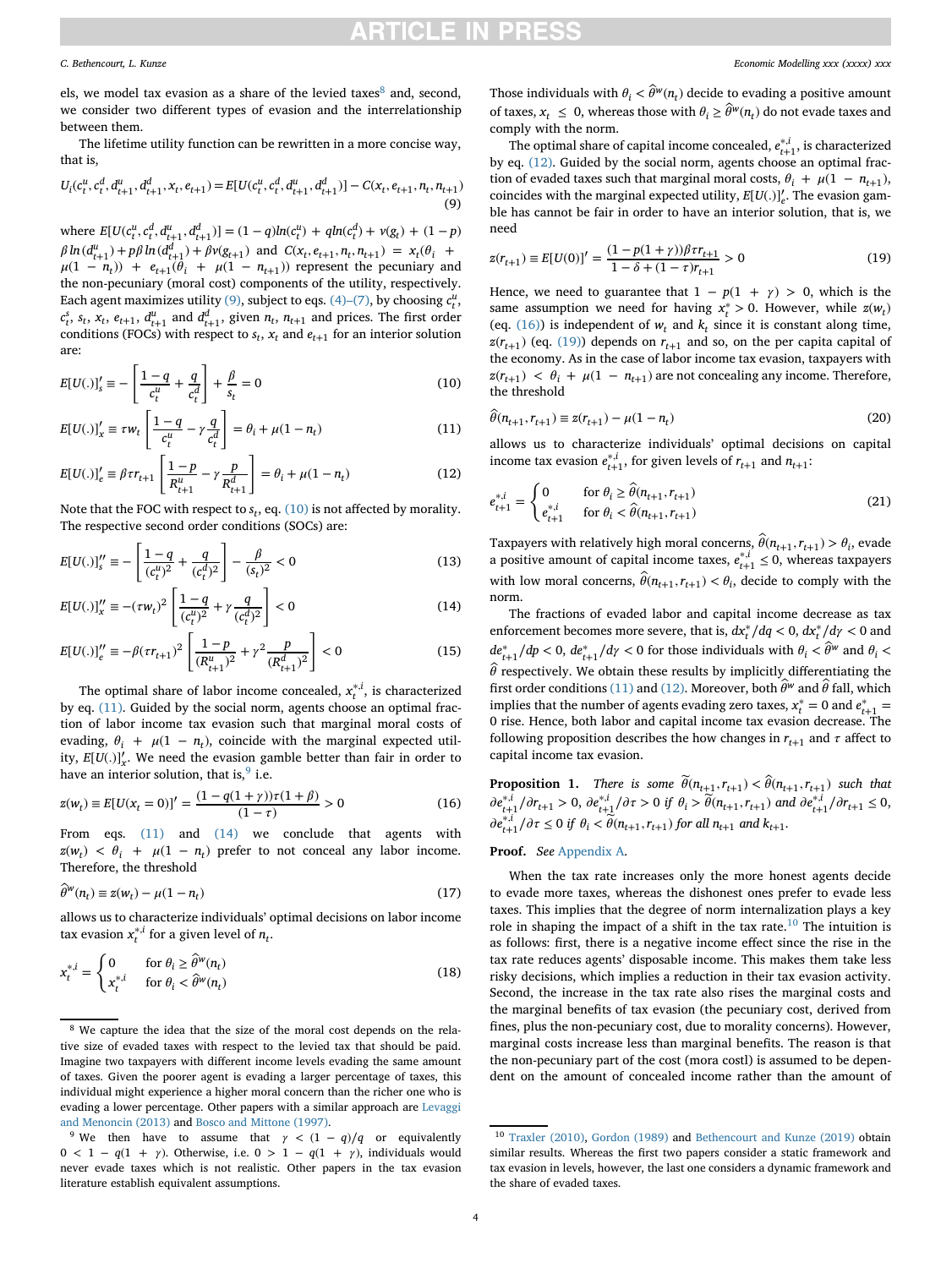els, we model tax evasion as a share of the levied taxes[8] and, second, we consider two different types of evasion and the interrelationship between them.

The lifetime utility function can be rewritten in a more concise way, that is,

$$U_i(c_t^u, c_t^d, d_{t+1}^u, d_{t+1}^d, x_t, e_{t+1}) = E[U(c_t^u, c_t^d, d_{t+1}^u, d_{t+1}^d)] - C(x_t, e_{t+1}, n_t, n_{t+1}) \tag{9}$$

where $E[U(c_t^u, c_t^d, d_{t+1}^u, d_{t+1}^d)] = (1-q)ln(c_t^u) + qln(c_t^d) + v(g_t) + (1-p)\beta ln(d_{t+1}^u) + p\beta ln(d_{t+1}^d) + \beta v(g_{t+1})$ and $C(x_t, e_{t+1}, n_t, n_{t+1}) = x_t(\theta_i + \mu(1-n_t)) + e_{t+1}(\theta_i + \mu(1-n_{t+1}))$ represent the pecuniary and the non-pecuniary (moral cost) components of the utility, respectively. Each agent maximizes utility (9), subject to eqs. (4)–(7), by choosing $c_t^u$, $c_t^s$, $s_t$, $x_t$, $e_{t+1}$, $d_{t+1}^u$ and $d_{t+1}^d$, given $n_t$, $n_{t+1}$ and prices. The first order conditions (FOCs) with respect to $s_t$, $x_t$ and $e_{t+1}$ for an interior solution are:

$$E[U(.)]_s' \equiv -\left[\frac{1-q}{c_t^u} + \frac{q}{c_t^d}\right] + \frac{\beta}{s_t} = 0 \tag{10}$$

$$E[U(.)]_x' \equiv \tau w_t \left[\frac{1-q}{c_t^u} - \gamma\frac{q}{c_t^d}\right] = \theta_i + \mu(1-n_t) \tag{11}$$

$$E[U(.)]_e' \equiv \beta\tau r_{t+1} \left[\frac{1-p}{R_{t+1}^u} - \gamma\frac{p}{R_{t+1}^d}\right] = \theta_i + \mu(1-n_t) \tag{12}$$

Note that the FOC with respect to $s_t$, eq. (10) is not affected by morality. The respective second order conditions (SOCs) are:

$$E[U(.)]_s'' \equiv -\left[\frac{1-q}{(c_t^u)^2} + \frac{q}{(c_t^d)^2}\right] - \frac{\beta}{(s_t)^2} < 0 \tag{13}$$

$$E[U(.)]_x'' \equiv -(\tau w_t)^2 \left[\frac{1-q}{(c_t^u)^2} + \gamma\frac{q}{(c_t^d)^2}\right] < 0 \tag{14}$$

$$E[U(.)]_e'' \equiv -\beta(\tau r_{t+1})^2 \left[\frac{1-p}{(R_{t+1}^u)^2} + \gamma^2\frac{p}{(R_{t+1}^d)^2}\right] < 0 \tag{15}$$

The optimal share of labor income concealed, $x_t^{*,i}$, is characterized by eq. (11). Guided by the social norm, agents choose an optimal fraction of labor income tax evasion such that marginal moral costs of evading, $\theta_i + \mu(1-n_t)$, coincide with the marginal expected utility, $E[U(.)]_x'$. We need the evasion gamble better than fair in order to have an interior solution, that is,[9] i.e.

$$z(w_t) \equiv E[U(x_t = 0)]' = \frac{(1 - q(1+\gamma))\tau(1+\beta)}{(1-\tau)} > 0 \tag{16}$$

From eqs. (11) and (14) we conclude that agents with $z(w_t) < \theta_i + \mu(1-n_t)$ prefer to not conceal any labor income. Therefore, the threshold

$$\hat{\theta}^w(n_t) \equiv z(w_t) - \mu(1-n_t) \tag{17}$$

allows us to characterize individuals' optimal decisions on labor income tax evasion $x_t^{*,i}$ for a given level of $n_t$.

$$x_t^{*,i} = \begin{cases} 0 & \text{for } \theta_i \geq \hat{\theta}^w(n_t) \\ x_t^{*,i} & \text{for } \theta_i < \hat{\theta}^w(n_t) \end{cases} \tag{18}$$

Those individuals with $\theta_i < \hat{\theta}^w(n_t)$ decide to evading a positive amount of taxes, $x_t \leq 0$, whereas those with $\theta_i \geq \hat{\theta}^w(n_t)$ do not evade taxes and comply with the norm.

The optimal share of capital income concealed, $e_{t+1}^{*,i}$, is characterized by eq. (12). Guided by the social norm, agents choose an optimal fraction of evaded taxes such that marginal moral costs, $\theta_i + \mu(1-n_{t+1})$, coincides with the marginal expected utility, $E[U(.)]_e'$. The evasion gamble has cannot be fair in order to have an interior solution, that is, we need

$$z(r_{t+1}) \equiv E[U(0)]' = \frac{(1-p(1+\gamma))\beta\tau r_{t+1}}{1-\delta+(1-\tau)r_{t+1}} > 0 \tag{19}$$

Hence, we need to guarantee that $1 - p(1+\gamma) > 0$, which is the same assumption we need for having $x_t^* > 0$. However, while $z(w_t)$ (eq. (16)) is independent of $w_t$ and $k_t$ since it is constant along time, $z(r_{t+1})$ (eq. (19)) depends on $r_{t+1}$ and so, on the per capita capital of the economy. As in the case of labor income tax evasion, taxpayers with $z(r_{t+1}) < \theta_i + \mu(1-n_{t+1})$ are not concealing any income. Therefore, the threshold

$$\hat{\theta}(n_{t+1}, r_{t+1}) \equiv z(r_{t+1}) - \mu(1-n_t) \tag{20}$$

allows us to characterize individuals' optimal decisions on capital income tax evasion $e_{t+1}^{*,i}$, for given levels of $r_{t+1}$ and $n_{t+1}$:

$$e_{t+1}^{*,i} = \begin{cases} 0 & \text{for } \theta_i \geq \hat{\theta}(n_{t+1}, r_{t+1}) \\ e_{t+1}^{*,i} & \text{for } \theta_i < \hat{\theta}(n_{t+1}, r_{t+1}) \end{cases} \tag{21}$$

Taxpayers with relatively high moral concerns, $\hat{\theta}(n_{t+1}, r_{t+1}) > \theta_i$, evade a positive amount of capital income taxes, $e_{t+1}^{*,i} \leq 0$, whereas taxpayers with low moral concerns, $\hat{\theta}(n_{t+1}, r_{t+1}) < \theta_i$, decide to comply with the norm.

The fractions of evaded labor and capital income decrease as tax enforcement becomes more severe, that is, $dx_t^*/dq < 0$, $dx_t^*/d\gamma < 0$ and $de_{t+1}^*/dp < 0$, $de_{t+1}^*/d\gamma < 0$ for those individuals with $\theta_i < \hat{\theta}^w$ and $\theta_i < \hat{\theta}$ respectively. We obtain these results by implicitly differentiating the first order conditions (11) and (12). Moreover, both $\hat{\theta}^w$ and $\hat{\theta}$ fall, which implies that the number of agents evading zero taxes, $x_t^* = 0$ and $e_{t+1}^* = 0$ rise. Hence, both labor and capital income tax evasion decrease. The following proposition describes the how changes in $r_{t+1}$ and $\tau$ affect to capital income tax evasion.

**Proposition 1.** *There is some $\tilde{\theta}(n_{t+1}, r_{t+1}) < \hat{\theta}(n_{t+1}, r_{t+1})$ such that $\partial e_{t+1}^{*,i}/\partial r_{t+1} > 0$, $\partial e_{t+1}^{*,i}/\partial\tau > 0$ if $\theta_i > \tilde{\theta}(n_{t+1}, r_{t+1})$ and $\partial e_{t+1}^{*,i}/\partial r_{t+1} \leq 0$, $\partial e_{t+1}^{*,i}/\partial\tau \leq 0$ if $\theta_i < \tilde{\theta}(n_{t+1}, r_{t+1})$ for all $n_{t+1}$ and $k_{t+1}$.*

**Proof.** *See* Appendix A.

When the tax rate increases only the more honest agents decide to evade more taxes, whereas the dishonest ones prefer to evade less taxes. This implies that the degree of norm internalization plays a key role in shaping the impact of a shift in the tax rate.[10] The intuition is as follows: first, there is a negative income effect since the rise in the tax rate reduces agents' disposable income. This makes them take less risky decisions, which implies a reduction in their tax evasion activity. Second, the increase in the tax rate also rises the marginal costs and the marginal benefits of tax evasion (the pecuniary cost, derived from fines, plus the non-pecuniary cost, due to morality concerns). However, marginal costs increase less than marginal benefits. The reason is that the non-pecuniary part of the cost (mora costl) is assumed to be dependent on the amount of concealed income rather than the amount of

---

[8] We capture the idea that the size of the moral cost depends on the relative size of evaded taxes with respect to the levied tax that should be paid. Imagine two taxpayers with different income levels evading the same amount of taxes. Given the poorer agent is evading a larger percentage of taxes, this individual might experience a higher moral concern than the richer one who is evading a lower percentage. Other papers with a similar approach are Levaggi and Menoncin (2013) and Bosco and Mittone (1997).

[9] We then have to assume that $\gamma < (1-q)/q$ or equivalently $0 < 1 - q(1+\gamma)$. Otherwise, i.e. $0 > 1 - q(1+\gamma)$, individuals would never evade taxes which is not realistic. Other papers in the tax evasion literature establish equivalent assumptions.

[10] Traxler (2010), Gordon (1989) and Bethencourt and Kunze (2019) obtain similar results. Whereas the first two papers consider a static framework and tax evasion in levels, however, the last one considers a dynamic framework and the share of evaded taxes.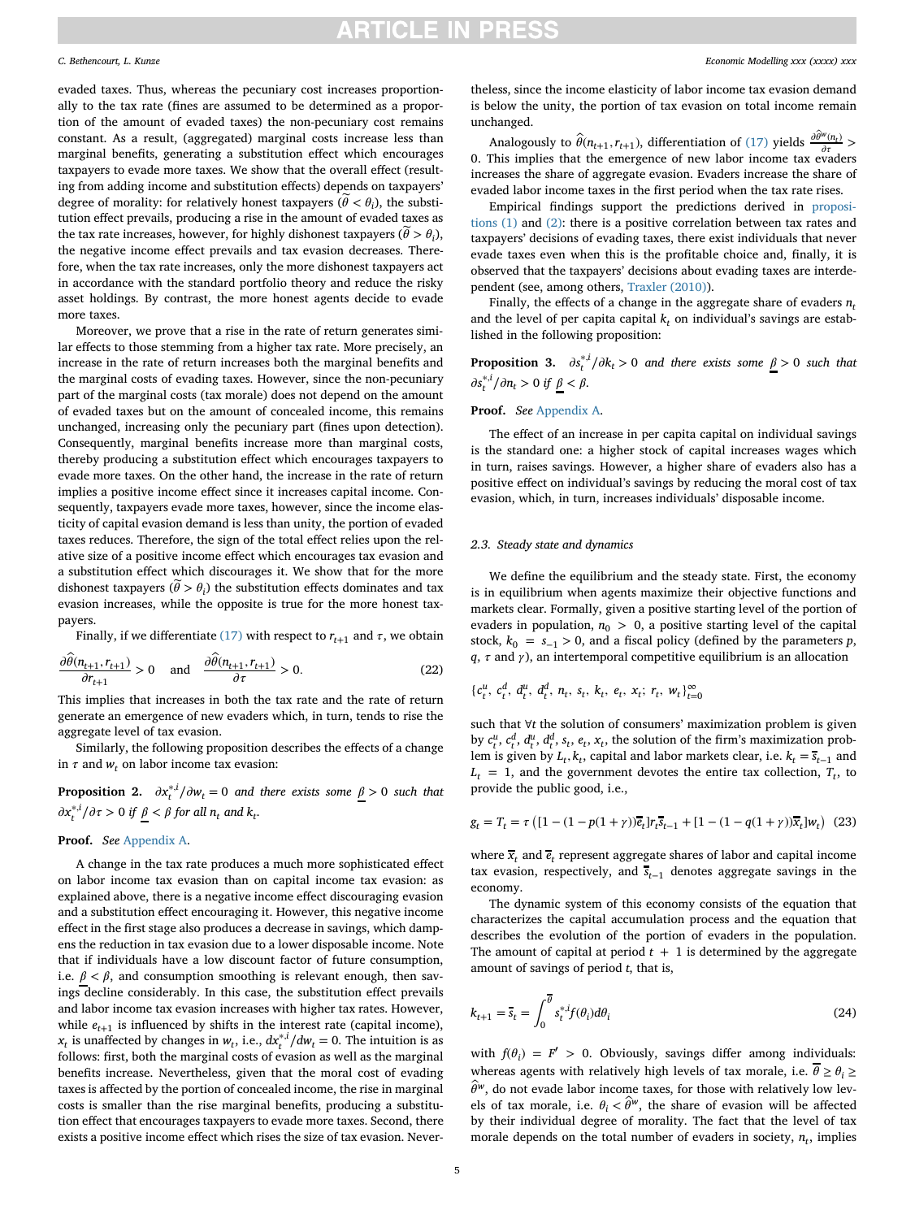evaded taxes. Thus, whereas the pecuniary cost increases proportionally to the tax rate (fines are assumed to be determined as a proportion of the amount of evaded taxes) the non-pecuniary cost remains constant. As a result, (aggregated) marginal costs increase less than marginal benefits, generating a substitution effect which encourages taxpayers to evade more taxes. We show that the overall effect (resulting from adding income and substitution effects) depends on taxpayers' degree of morality: for relatively honest taxpayers ($\widetilde{\theta} < \theta_i$), the substitution effect prevails, producing a rise in the amount of evaded taxes as the tax rate increases, however, for highly dishonest taxpayers ($\widetilde{\theta} > \theta_i$), the negative income effect prevails and tax evasion decreases. Therefore, when the tax rate increases, only the more dishonest taxpayers act in accordance with the standard portfolio theory and reduce the risky asset holdings. By contrast, the more honest agents decide to evade more taxes.

Moreover, we prove that a rise in the rate of return generates similar effects to those stemming from a higher tax rate. More precisely, an increase in the rate of return increases both the marginal benefits and the marginal costs of evading taxes. However, since the non-pecuniary part of the marginal costs (tax morale) does not depend on the amount of evaded taxes but on the amount of concealed income, this remains unchanged, increasing only the pecuniary part (fines upon detection). Consequently, marginal benefits increase more than marginal costs, thereby producing a substitution effect which encourages taxpayers to evade more taxes. On the other hand, the increase in the rate of return implies a positive income effect since it increases capital income. Consequently, taxpayers evade more taxes, however, since the income elasticity of capital evasion demand is less than unity, the portion of evaded taxes reduces. Therefore, the sign of the total effect relies upon the relative size of a positive income effect which encourages tax evasion and a substitution effect which discourages it. We show that for the more dishonest taxpayers ($\widetilde{\theta} > \theta_i$) the substitution effects dominates and tax evasion increases, while the opposite is true for the more honest taxpayers.

Finally, if we differentiate (17) with respect to $r_{t+1}$ and $\tau$, we obtain

$$\frac{\partial \widehat{\theta}(n_{t+1}, r_{t+1})}{\partial r_{t+1}} > 0 \quad \text{and} \quad \frac{\partial \widehat{\theta}(n_{t+1}, r_{t+1})}{\partial \tau} > 0. \tag{22}$$

This implies that increases in both the tax rate and the rate of return generate an emergence of new evaders which, in turn, tends to rise the aggregate level of tax evasion.

Similarly, the following proposition describes the effects of a change in $\tau$ and $w_t$ on labor income tax evasion:

**Proposition 2.** *$\partial x_t^{*,i}/\partial w_t = 0$ and there exists some $\underline{\beta} > 0$ such that $\partial x_t^{*,i}/\partial \tau > 0$ if $\underline{\beta} < \beta$ for all $n_t$ and $k_t$.*

**Proof.** *See* Appendix A.

A change in the tax rate produces a much more sophisticated effect on labor income tax evasion than on capital income tax evasion: as explained above, there is a negative income effect discouraging evasion and a substitution effect encouraging it. However, this negative income effect in the first stage also produces a decrease in savings, which dampens the reduction in tax evasion due to a lower disposable income. Note that if individuals have a low discount factor of future consumption, i.e. $\underline{\beta} < \beta$, and consumption smoothing is relevant enough, then savings decline considerably. In this case, the substitution effect prevails and labor income tax evasion increases with higher tax rates. However, while $e_{t+1}$ is influenced by shifts in the interest rate (capital income), $x_t$ is unaffected by changes in $w_t$, i.e., $dx_t^{*,i}/dw_t = 0$. The intuition is as follows: first, both the marginal costs of evasion as well as the marginal benefits increase. Nevertheless, given that the moral cost of evading taxes is affected by the portion of concealed income, the rise in marginal costs is smaller than the rise marginal benefits, producing a substitution effect that encourages taxpayers to evade more taxes. Second, there exists a positive income effect which rises the size of tax evasion. Nevertheless, since the income elasticity of labor income tax evasion demand is below the unity, the portion of tax evasion on total income remain unchanged.

Analogously to $\widehat{\theta}(n_{t+1}, r_{t+1})$, differentiation of (17) yields $\frac{\partial \widehat{\theta}^w(n_t)}{\partial \tau} > 0$. This implies that the emergence of new labor income tax evaders increases the share of aggregate evasion. Evaders increase the share of evaded labor income taxes in the first period when the tax rate rises.

Empirical findings support the predictions derived in propositions (1) and (2): there is a positive correlation between tax rates and taxpayers' decisions of evading taxes, there exist individuals that never evade taxes even when this is the profitable choice and, finally, it is observed that the taxpayers' decisions about evading taxes are interdependent (see, among others, Traxler (2010)).

Finally, the effects of a change in the aggregate share of evaders $n_t$ and the level of per capita capital $k_t$ on individual's savings are established in the following proposition:

**Proposition 3.** *$\partial s_t^{*,i}/\partial k_t > 0$ and there exists some $\underline{\beta} > 0$ such that $\partial s_t^{*,i}/\partial n_t > 0$ if $\underline{\beta} < \beta$.*

**Proof.** *See* Appendix A.

The effect of an increase in per capita capital on individual savings is the standard one: a higher stock of capital increases wages which in turn, raises savings. However, a higher share of evaders also has a positive effect on individual's savings by reducing the moral cost of tax evasion, which, in turn, increases individuals' disposable income.

### 2.3. Steady state and dynamics

We define the equilibrium and the steady state. First, the economy is in equilibrium when agents maximize their objective functions and markets clear. Formally, given a positive starting level of the portion of evaders in population, $n_0 > 0$, a positive starting level of the capital stock, $k_0 = s_{-1} > 0$, and a fiscal policy (defined by the parameters $p$, $q$, $\tau$ and $\gamma$), an intertemporal competitive equilibrium is an allocation

$$\{c_t^u,\ c_t^d,\ d_t^u,\ d_t^d,\ n_t,\ s_t,\ k_t,\ e_t,\ x_t;\ r_t,\ w_t\}_{t=0}^{\infty}$$

such that $\forall t$ the solution of consumers' maximization problem is given by $c_t^u$, $c_t^d$, $d_t^u$, $d_t^d$, $s_t$, $e_t$, $x_t$, the solution of the firm's maximization problem is given by $L_t, k_t$, capital and labor markets clear, i.e. $k_t = \overline{s}_{t-1}$ and $L_t = 1$, and the government devotes the entire tax collection, $T_t$, to provide the public good, i.e.,

$$g_t = T_t = \tau\left([1 - (1 - p(1+\gamma))\overline{e}_t]r_t\overline{s}_{t-1} + [1 - (1 - q(1+\gamma))\overline{x}_t]w_t\right) \tag{23}$$

where $\overline{x}_t$ and $\overline{e}_t$ represent aggregate shares of labor and capital income tax evasion, respectively, and $\overline{s}_{t-1}$ denotes aggregate savings in the economy.

The dynamic system of this economy consists of the equation that characterizes the capital accumulation process and the equation that describes the evolution of the portion of evaders in the population. The amount of capital at period $t+1$ is determined by the aggregate amount of savings of period $t$, that is,

$$k_{t+1} = \overline{s}_t = \int_0^{\overline{\theta}} s_t^{*,i} f(\theta_i) d\theta_i \tag{24}$$

with $f(\theta_i) = F' > 0$. Obviously, savings differ among individuals: whereas agents with relatively high levels of tax morale, i.e. $\overline{\theta} \geq \theta_i \geq \widehat{\theta}^w$, do not evade labor income taxes, for those with relatively low levels of tax morale, i.e. $\theta_i < \widehat{\theta}^w$, the share of evasion will be affected by their individual degree of morality. The fact that the level of tax morale depends on the total number of evaders in society, $n_t$, implies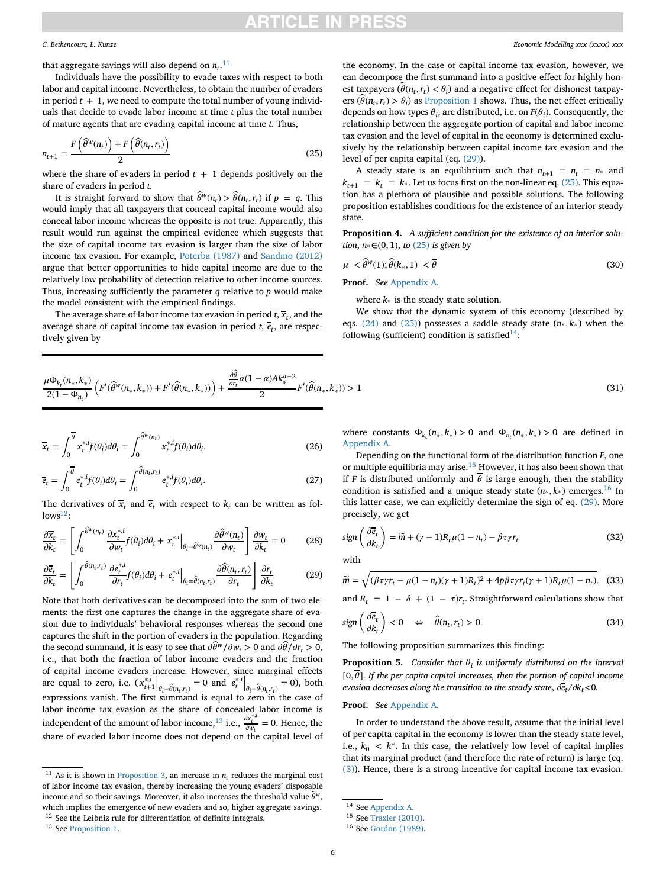that aggregate savings will also depend on $n_t$.[11]

Individuals have the possibility to evade taxes with respect to both labor and capital income. Nevertheless, to obtain the number of evaders in period $t+1$, we need to compute the total number of young individuals that decide to evade labor income at time $t$ plus the total number of mature agents that are evading capital income at time $t$. Thus,

$$n_{t+1} = \frac{F\left(\hat{\theta}^w(n_t)\right) + F\left(\hat{\theta}(n_t, r_t)\right)}{2} \tag{25}$$

where the share of evaders in period $t+1$ depends positively on the share of evaders in period $t$.

It is straight forward to show that $\hat{\theta}^w(n_t) > \hat{\theta}(n_t, r_t)$ if $p = q$. This would imply that all taxpayers that conceal capital income would also conceal labor income whereas the opposite is not true. Apparently, this result would run against the empirical evidence which suggests that the size of capital income tax evasion is larger than the size of labor income tax evasion. For example, Poterba (1987) and Sandmo (2012) argue that better opportunities to hide capital income are due to the relatively low probability of detection relative to other income sources. Thus, increasing sufficiently the parameter $q$ relative to $p$ would make the model consistent with the empirical findings.

The average share of labor income tax evasion in period $t$, $\overline{x}_t$, and the average share of capital income tax evasion in period $t$, $\overline{e}_t$, are respectively given by

$$\overline{x}_t = \int_0^{\overline{\theta}} x_t^{*,i} f(\theta_i) d\theta_i = \int_0^{\hat{\theta}^w(n_t)} x_t^{*,i} f(\theta_i) d\theta_i. \tag{26}$$

$$\overline{e}_t = \int_0^{\overline{\theta}} e_t^{*,i} f(\theta_i) d\theta_i = \int_0^{\hat{\theta}(n_t, r_t)} e_t^{*,i} f(\theta_i) d\theta_i. \tag{27}$$

The derivatives of $\overline{x}_t$ and $\overline{e}_t$ with respect to $k_t$ can be written as follows[12]:

$$\frac{\partial \overline{x}_t}{\partial k_t} = \left[\int_0^{\hat{\theta}^w(n_t)} \frac{\partial x_t^{*,i}}{\partial w_t} f(\theta_i) d\theta_i + x_t^{*,i}\Big|_{\theta_i = \hat{\theta}^w(n_t)} \frac{\partial \hat{\theta}^w(n_t)}{\partial w_t}\right] \frac{\partial w_t}{\partial k_t} = 0 \tag{28}$$

$$\frac{\partial \overline{e}_t}{\partial k_t} = \left[\int_0^{\hat{\theta}(n_t, r_t)} \frac{\partial e_t^{*,i}}{\partial r_t} f(\theta_i) d\theta_i + e_t^{*,i}\Big|_{\theta_i = \hat{\theta}(n_t, r_t)} \frac{\partial \hat{\theta}(n_t, r_t)}{\partial r_t}\right] \frac{\partial r_t}{\partial k_t} \tag{29}$$

Note that both derivatives can be decomposed into the sum of two elements: the first one captures the change in the aggregate share of evasion due to individuals' behavioral responses whereas the second one captures the shift in the portion of evaders in the population. Regarding the second summand, it is easy to see that $\partial \hat{\theta}^w / \partial w_t > 0$ and $\partial \hat{\theta} / \partial r_t > 0$, i.e., that both the fraction of labor income evaders and the fraction of capital income evaders increase. However, since marginal effects are equal to zero, i.e. ($x_{t+1}^{*,i}\Big|_{\theta_i = \hat{\theta}(n_t, r_t)} = 0$ and $e_t^{*,i}\Big|_{\theta_i = \hat{\theta}(n_t, r_t)} = 0$), both expressions vanish. The first summand is equal to zero in the case of labor income tax evasion as the share of concealed labor income is independent of the amount of labor income,[13] i.e., $\frac{\partial x_t^{*,i}}{\partial w_t} = 0$. Hence, the share of evaded labor income does not depend on the capital level of the economy. In the case of capital income tax evasion, however, we can decompose the first summand into a positive effect for highly honest taxpayers ($\tilde{\theta}(n_t, r_t) < \theta_i$) and a negative effect for dishonest taxpayers ($\tilde{\theta}(n_t, r_t) > \theta_i$) as Proposition 1 shows. Thus, the net effect critically depends on how types $\theta_i$, are distributed, i.e. on $F(\theta_i)$. Consequently, the relationship between the aggregate portion of capital and labor income tax evasion and the level of capital in the economy is determined exclusively by the relationship between capital income tax evasion and the level of per capita capital (eq. (29)).

A steady state is an equilibrium such that $n_{t+1} = n_t = n_*$ and $k_{t+1} = k_t = k_*$. Let us focus first on the non-linear eq. (25). This equation has a plethora of plausible and possible solutions. The following proposition establishes conditions for the existence of an interior steady state.

**Proposition 4.** *A sufficient condition for the existence of an interior solution, $n_* \in (0,1)$, to (25) is given by*

$$\mu < \hat{\theta}^w(1); \hat{\theta}(k_*, 1) < \overline{\theta} \tag{30}$$

**Proof.** *See* Appendix A.

where $k_*$ is the steady state solution.

We show that the dynamic system of this economy (described by eqs. (24) and (25)) possesses a saddle steady state $(n_*, k_*)$ when the following (sufficient) condition is satisfied[14]:

$$\frac{\mu \Phi_{k_t}(n_*, k_*)}{2(1 - \Phi_{n_t})}\left(F'(\hat{\theta}^w(n_*, k_*)) + F'(\hat{\theta}(n_*, k_*))\right) + \frac{\frac{\partial \hat{\theta}}{\partial r_t} \alpha(1-\alpha) A k_*^{\alpha-2}}{2} F'(\hat{\theta}(n_*, k_*)) > 1 \tag{31}$$

where constants $\Phi_{k_t}(n_*, k_*) > 0$ and $\Phi_{n_t}(n_*, k_*) > 0$ are defined in Appendix A.

Depending on the functional form of the distribution function $F$, one or multiple equilibria may arise.[15] However, it has also been shown that if $F$ is distributed uniformly and $\overline{\theta}$ is large enough, then the stability condition is satisfied and a unique steady state $(n_*, k_*)$ emerges.[16] In this latter case, we can explicitly determine the sign of eq. (29). More precisely, we get

$$sign\left(\frac{\partial \overline{e}_t}{\partial k_t}\right) = \tilde{m} + (\gamma - 1) R_t \mu (1 - n_t) - \beta \tau \gamma r_t \tag{32}$$

with

$$\tilde{m} = \sqrt{(\beta \tau \gamma r_t - \mu(1 - n_t)(\gamma + 1) R_t)^2 + 4p\beta\tau\gamma r_t(\gamma + 1) R_t \mu (1 - n_t)}. \tag{33}$$

and $R_t = 1 - \delta + (1 - \tau) r_t$. Straightforward calculations show that

$$sign\left(\frac{\partial \overline{e}_t}{\partial k_t}\right) < 0 \quad \Leftrightarrow \quad \hat{\theta}(n_t, r_t) > 0. \tag{34}$$

The following proposition summarizes this finding:

**Proposition 5.** *Consider that $\theta_i$ is uniformly distributed on the interval $[0, \overline{\theta}]$. If the per capita capital increases, then the portion of capital income evasion decreases along the transition to the steady state, $\partial \overline{e}_t / \partial k_t < 0$.*

**Proof.** *See* Appendix A.

In order to understand the above result, assume that the initial level of per capita capital in the economy is lower than the steady state level, i.e., $k_0 < k^*$. In this case, the relatively low level of capital implies that its marginal product (and therefore the rate of return) is large (eq. (3)). Hence, there is a strong incentive for capital income tax evasion.

[11] As it is shown in Proposition 3, an increase in $n_t$ reduces the marginal cost of labor income tax evasion, thereby increasing the young evaders' disposable income and so their savings. Moreover, it also increases the threshold value $\tilde{\theta}^w$, which implies the emergence of new evaders and so, higher aggregate savings.

[12] See the Leibniz rule for differentiation of definite integrals.

[13] See Proposition 1.

[14] See Appendix A.

[15] See Traxler (2010).

[16] See Gordon (1989).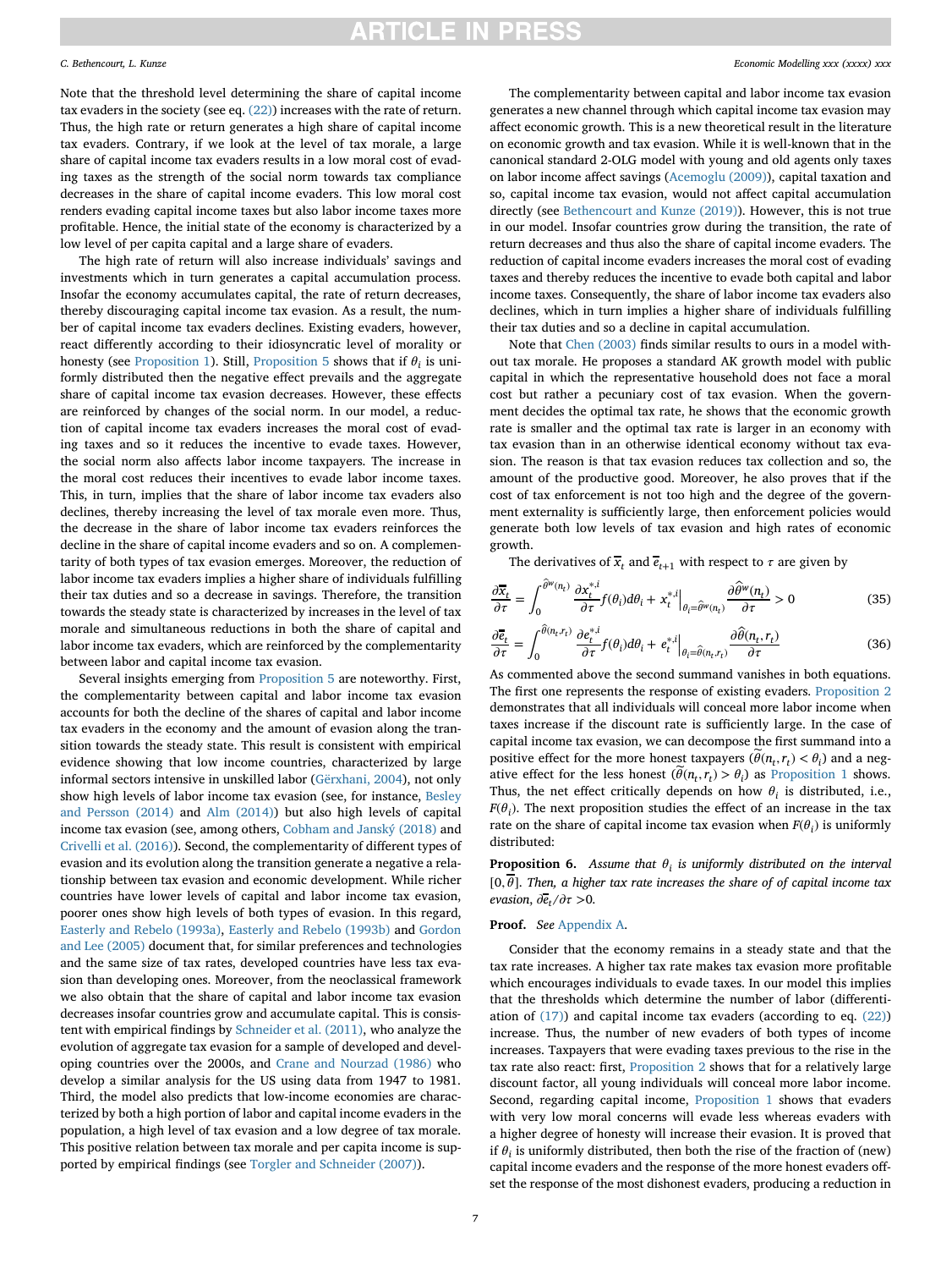Note that the threshold level determining the share of capital income tax evaders in the society (see eq. (22)) increases with the rate of return. Thus, the high rate or return generates a high share of capital income tax evaders. Contrary, if we look at the level of tax morale, a large share of capital income tax evaders results in a low moral cost of evading taxes as the strength of the social norm towards tax compliance decreases in the share of capital income evaders. This low moral cost renders evading capital income taxes but also labor income taxes more profitable. Hence, the initial state of the economy is characterized by a low level of per capita capital and a large share of evaders.

The high rate of return will also increase individuals' savings and investments which in turn generates a capital accumulation process. Insofar the economy accumulates capital, the rate of return decreases, thereby discouraging capital income tax evasion. As a result, the number of capital income tax evaders declines. Existing evaders, however, react differently according to their idiosyncratic level of morality or honesty (see Proposition 1). Still, Proposition 5 shows that if $\theta_i$ is uniformly distributed then the negative effect prevails and the aggregate share of capital income tax evasion decreases. However, these effects are reinforced by changes of the social norm. In our model, a reduction of capital income tax evaders increases the moral cost of evading taxes and so it reduces the incentive to evade taxes. However, the social norm also affects labor income taxpayers. The increase in the moral cost reduces their incentives to evade labor income taxes. This, in turn, implies that the share of labor income tax evaders also declines, thereby increasing the level of tax morale even more. Thus, the decrease in the share of labor income tax evaders reinforces the decline in the share of capital income evaders and so on. A complementarity of both types of tax evasion emerges. Moreover, the reduction of labor income tax evaders implies a higher share of individuals fulfilling their tax duties and so a decrease in savings. Therefore, the transition towards the steady state is characterized by increases in the level of tax morale and simultaneous reductions in both the share of capital and labor income tax evaders, which are reinforced by the complementarity between labor and capital income tax evasion.

Several insights emerging from Proposition 5 are noteworthy. First, the complementarity between capital and labor income tax evasion accounts for both the decline of the shares of capital and labor income tax evaders in the economy and the amount of evasion along the transition towards the steady state. This result is consistent with empirical evidence showing that low income countries, characterized by large informal sectors intensive in unskilled labor (Gërxhani, 2004), not only show high levels of labor income tax evasion (see, for instance, Besley and Persson (2014) and Alm (2014)) but also high levels of capital income tax evasion (see, among others, Cobham and Janský (2018) and Crivelli et al. (2016)). Second, the complementarity of different types of evasion and its evolution along the transition generate a negative relationship between tax evasion and economic development. While richer countries have lower levels of capital and labor income tax evasion, poorer ones show high levels of both types of evasion. In this regard, Easterly and Rebelo (1993a), Easterly and Rebelo (1993b) and Gordon and Lee (2005) document that, for similar preferences and technologies and the same size of tax rates, developed countries have less tax evasion than developing ones. Moreover, from the neoclassical framework we also obtain that the share of capital and labor income tax evasion decreases insofar countries grow and accumulate capital. This is consistent with empirical findings by Schneider et al. (2011), who analyze the evolution of aggregate tax evasion for a sample of developed and developing countries over the 2000s, and Crane and Nourzad (1986) who develop a similar analysis for the US using data from 1947 to 1981. Third, the model also predicts that low-income economies are characterized by both a high portion of labor and capital income evaders in the population, a high level of tax evasion and a low degree of tax morale. This positive relation between tax morale and per capita income is supported by empirical findings (see Torgler and Schneider (2007)).

The complementarity between capital and labor income tax evasion generates a new channel through which capital income tax evasion may affect economic growth. This is a new theoretical result in the literature on economic growth and tax evasion. While it is well-known that in the canonical standard 2-OLG model with young and old agents only taxes on labor income affect savings (Acemoglu (2009)), capital taxation and so, capital income tax evasion, would not affect capital accumulation directly (see Bethencourt and Kunze (2019)). However, this is not true in our model. Insofar countries grow during the transition, the rate of return decreases and thus also the share of capital income tax evaders. The reduction of capital income evaders increases the moral cost of evading taxes and thereby reduces the incentive to evade both capital and labor income taxes. Consequently, the share of labor income tax evaders also declines, which in turn implies a higher share of individuals fulfilling their tax duties and so a decline in capital accumulation.

Note that Chen (2003) finds similar results to ours in a model without tax morale. He proposes a standard AK growth model with public capital in which the representative household does not face a moral cost but rather a pecuniary cost of tax evasion. When the government decides the optimal tax rate, he shows that the economic growth rate is smaller and the optimal tax rate is larger in an economy with tax evasion than in an otherwise identical economy without tax evasion. The reason is that tax evasion reduces tax collection and so, the amount of the productive good. Moreover, he also proves that if the cost of tax enforcement is not too high and the degree of the government externality is sufficiently large, then enforcement policies would generate both low levels of tax evasion and high rates of economic growth.

The derivatives of $\overline{x}_t$ and $\overline{e}_{t+1}$ with respect to $\tau$ are given by

$$\frac{\partial \overline{x}_t}{\partial \tau} = \int_0^{\hat{\theta}^w(n_t)} \frac{\partial x_t^{*,i}}{\partial \tau} f(\theta_i) d\theta_i + x_t^{*,i}\Big|_{\theta_i = \hat{\theta}^w(n_t)} \frac{\partial \hat{\theta}^w(n_t)}{\partial \tau} > 0 \tag{35}$$

$$\frac{\partial \overline{e}_t}{\partial \tau} = \int_0^{\hat{\theta}(n_t, r_t)} \frac{\partial e_t^{*,i}}{\partial \tau} f(\theta_i) d\theta_i + e_t^{*,i}\Big|_{\theta_i = \hat{\theta}(n_t, r_t)} \frac{\partial \hat{\theta}(n_t, r_t)}{\partial \tau} \tag{36}$$

As commented above the second summand vanishes in both equations. The first one represents the response of existing evaders. Proposition 2 demonstrates that all individuals will conceal more labor income when taxes increase if the discount rate is sufficiently large. In the case of capital income tax evasion, we can decompose the first summand into a positive effect for the more honest taxpayers ($\tilde{\theta}(n_t, r_t) < \theta_i$) and a negative effect for the less honest ($\tilde{\theta}(n_t, r_t) > \theta_i$) as Proposition 1 shows. Thus, the net effect critically depends on how $\theta_i$ is distributed, i.e., $F(\theta_i)$. The next proposition studies the effect of an increase in the tax rate on the share of capital income tax evasion when $F(\theta_i)$ is uniformly distributed:

**Proposition 6.** *Assume that $\theta_i$ is uniformly distributed on the interval $[0, \overline{\theta}]$. Then, a higher tax rate increases the share of of capital income tax evasion, $\partial \overline{e}_t / \partial \tau > 0$.*

**Proof.** *See* Appendix A.

Consider that the economy remains in a steady state and that the tax rate increases. A higher tax rate makes tax evasion more profitable which encourages individuals to evade taxes. In our model this implies that the thresholds which determine the number of labor (differentiation of (17)) and capital income tax evaders (according to eq. (22)) increase. Thus, the number of new evaders of both types of income increases. Taxpayers that were evading taxes previous to the rise in the tax rate also react: first, Proposition 2 shows that for a relatively large discount factor, all young individuals will conceal more labor income. Second, regarding capital income, Proposition 1 shows that evaders with very low moral concerns will evade less whereas evaders with a higher degree of honesty will increase their evasion. It is proved that if $\theta_i$ is uniformly distributed, then both the rise of the fraction of (new) capital income tax evaders and the response of the more honest evaders offset the response of the most dishonest evaders, producing a reduction in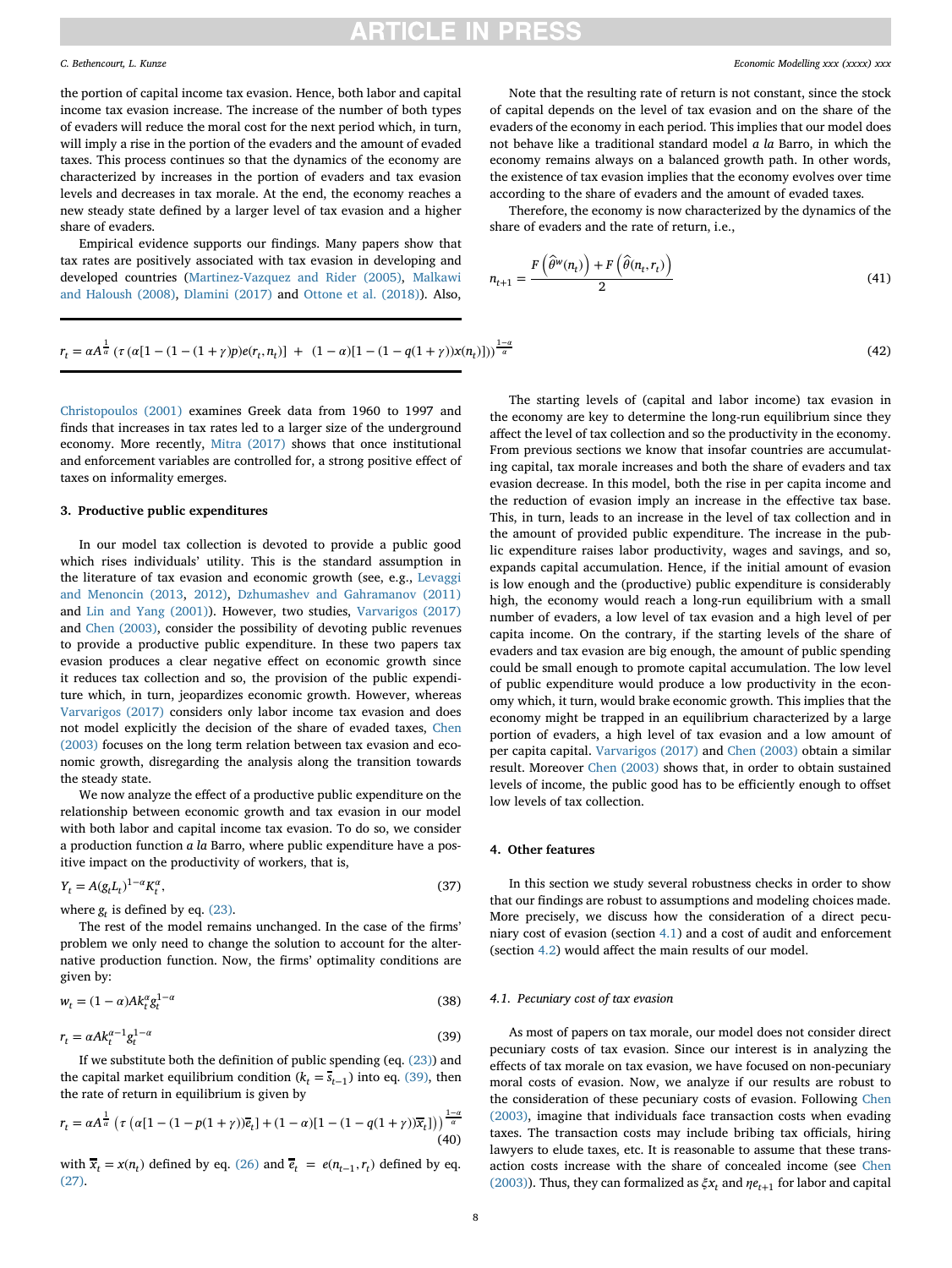the portion of capital income tax evasion. Hence, both labor and capital income tax evasion increase. The increase of the number of both types of evaders will reduce the moral cost for the next period which, in turn, will imply a rise in the portion of the evaders and the amount of evaded taxes. This process continues so that the dynamics of the economy are characterized by increases in the portion of evaders and tax evasion levels and decreases in tax morale. At the end, the economy reaches a new steady state defined by a larger level of tax evasion and a higher share of evaders.

Empirical evidence supports our findings. Many papers show that tax rates are positively associated with tax evasion in developing and developed countries (Martinez-Vazquez and Rider (2005), Malkawi and Haloush (2008), Dlamini (2017) and Ottone et al. (2018)). Also, Christopoulos (2001) examines Greek data from 1960 to 1997 and finds that increases in tax rates led to a larger size of the underground economy. More recently, Mitra (2017) shows that once institutional and enforcement variables are controlled for, a strong positive effect of taxes on informality emerges.

## 3. Productive public expenditures

In our model tax collection is devoted to provide a public good which rises individuals' utility. This is the standard assumption in the literature of tax evasion and economic growth (see, e.g., Levaggi and Menoncin (2013, 2012), Dzhumashev and Gahramanov (2011) and Lin and Yang (2001)). However, two studies, Varvarigos (2017) and Chen (2003), consider the possibility of devoting public revenues to provide a productive public expenditure. In these two papers tax evasion produces a clear negative effect on economic growth since it reduces tax collection and so, the provision of the public expenditure which, in turn, jeopardizes economic growth. However, whereas Varvarigos (2017) considers only labor income tax evasion and does not model explicitly the decision of the share of evaded taxes, Chen (2003) focuses on the long term relation between tax evasion and economic growth, disregarding the analysis along the transition towards the steady state.

We now analyze the effect of a productive public expenditure on the relationship between economic growth and tax evasion in our model with both labor and capital income tax evasion. To do so, we consider a production function *a la* Barro, where public expenditure have a positive impact on the productivity of workers, that is,

$$Y_t = A(g_t L_t)^{1-\alpha} K_t^{\alpha}, \tag{37}$$

where $g_t$ is defined by eq. (23).

The rest of the model remains unchanged. In the case of the firms' problem we only need to change the solution to account for the alternative production function. Now, the firms' optimality conditions are given by:

$$w_t = (1-\alpha) A k_t^{\alpha} g_t^{1-\alpha} \tag{38}$$

$$r_t = \alpha A k_t^{\alpha-1} g_t^{1-\alpha} \tag{39}$$

If we substitute both the definition of public spending (eq. (23)) and the capital market equilibrium condition ($k_t = \overline{s}_{t-1}$) into eq. (39), then the rate of return in equilibrium is given by

$$r_t = \alpha A^{\frac{1}{\alpha}} \left( \tau \left( \alpha [1 - (1 - p(1+\gamma)) \overline{e}_t] + (1-\alpha)[1 - (1 - q(1+\gamma)) \overline{x}_t] \right) \right)^{\frac{1-\alpha}{\alpha}} \tag{40}$$

with $\overline{x}_t = x(n_t)$ defined by eq. (26) and $\overline{e}_t = e(n_{t-1}, r_t)$ defined by eq. (27).

Note that the resulting rate of return is not constant, since the stock of capital depends on the level of tax evasion and on the share of the evaders of the economy in each period. This implies that our model does not behave like a traditional standard model *a la* Barro, in which the economy remains always on a balanced growth path. In other words, the existence of tax evasion implies that the economy evolves over time according to the share of evaders and the amount of evaded taxes.

Therefore, the economy is now characterized by the dynamics of the share of evaders and the rate of return, i.e.,

$$n_{t+1} = \frac{F\left(\hat{\theta}^{w}(n_t)\right) + F\left(\hat{\theta}(n_t, r_t)\right)}{2} \tag{41}$$

$$r_t = \alpha A^{\frac{1}{\alpha}} \left( \tau \left( \alpha [1 - (1 - (1+\gamma)p) e(r_t, n_t)] + (1-\alpha)[1 - (1 - q(1+\gamma)) x(n_t)] \right) \right)^{\frac{1-\alpha}{\alpha}} \tag{42}$$

The starting levels of (capital and labor income) tax evasion in the economy are key to determine the long-run equilibrium since they affect the level of tax collection and so the productivity in the economy. From previous sections we know that insofar countries are accumulating capital, tax morale increases and both the share of evaders and tax evasion decrease. In this model, both the rise in per capita income and the reduction of evasion imply an increase in the effective tax base. This, in turn, leads to an increase in the level of tax collection and in the amount of provided public expenditure. The increase in the public expenditure raises labor productivity, wages and savings, and so, expands capital accumulation. Hence, if the initial amount of evasion is low enough and the (productive) public expenditure is considerably high, the economy would reach a long-run equilibrium with a small number of evaders, a low level of tax evasion and a high level of per capita income. On the contrary, if the starting levels of the share of evaders and tax evasion are big enough, the amount of public spending could be small enough to promote capital accumulation. The low level of public expenditure would produce a low productivity in the economy which, it turn, would brake economic growth. This implies that the economy might be trapped in an equilibrium characterized by a large portion of evaders, a high level of tax evasion and a low amount of per capita capital. Varvarigos (2017) and Chen (2003) obtain a similar result. Moreover Chen (2003) shows that, in order to obtain sustained levels of income, the public good has to be efficiently enough to offset low levels of tax collection.

## 4. Other features

In this section we study several robustness checks in order to show that our findings are robust to assumptions and modeling choices made. More precisely, we discuss how the consideration of a direct pecuniary cost of evasion (section 4.1) and a cost of audit and enforcement (section 4.2) would affect the main results of our model.

### 4.1. Pecuniary cost of tax evasion

As most of papers on tax morale, our model does not consider direct pecuniary costs of tax evasion. Since our interest is in analyzing the effects of tax morale on tax evasion, we have focused on non-pecuniary moral costs of evasion. Now, we analyze if our results are robust to the consideration of these pecuniary costs of evasion. Following Chen (2003), imagine that individuals face transaction costs when evading taxes. The transaction costs may include bribing tax officials, hiring lawyers to elude taxes, etc. It is reasonable to assume that these transaction costs increase with the share of concealed income (see Chen (2003)). Thus, they can formalized as $\xi x_t$ and $\eta e_{t+1}$ for labor and capital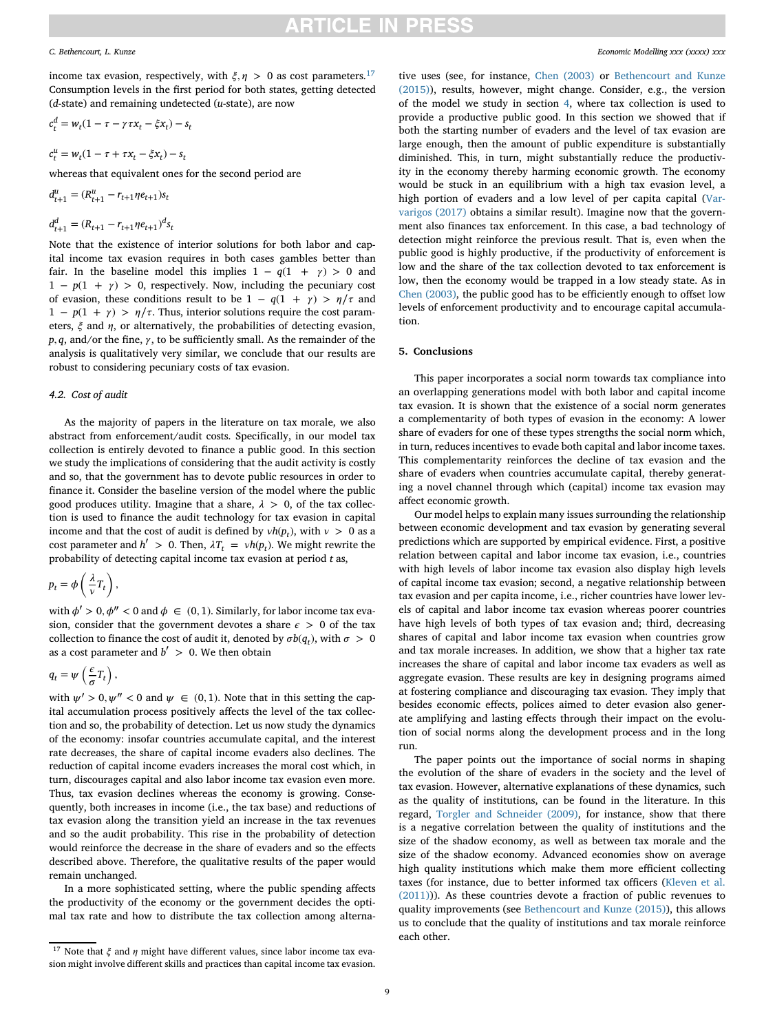income tax evasion, respectively, with $\xi, \eta > 0$ as cost parameters.[17] Consumption levels in the first period for both states, getting detected ($d$-state) and remaining undetected ($u$-state), are now

$$c_t^d = w_t(1 - \tau - \gamma\tau x_t - \xi x_t) - s_t$$

$$c_t^u = w_t(1 - \tau + \tau x_t - \xi x_t) - s_t$$

whereas that equivalent ones for the second period are

$$d_{t+1}^u = (R_{t+1}^u - r_{t+1}\eta e_{t+1})s_t$$

$$d_{t+1}^d = (R_{t+1} - r_{t+1}\eta e_{t+1})^d s_t$$

Note that the existence of interior solutions for both labor and capital income tax evasion requires in both cases gambles better than fair. In the baseline model this implies $1 - q(1 + \gamma) > 0$ and $1 - p(1 + \gamma) > 0$, respectively. Now, including the pecuniary cost of evasion, these conditions result to be $1 - q(1 + \gamma) > \eta/\tau$ and $1 - p(1 + \gamma) > \eta/\tau$. Thus, interior solutions require the cost parameters, $\xi$ and $\eta$, or alternatively, the probabilities of detecting evasion, $p, q$, and/or the fine, $\gamma$, to be sufficiently small. As the remainder of the analysis is qualitatively very similar, we conclude that our results are robust to considering pecuniary costs of tax evasion.

### 4.2. Cost of audit

As the majority of papers in the literature on tax morale, we also abstract from enforcement/audit costs. Specifically, in our model tax collection is entirely devoted to finance a public good. In this section we study the implications of considering that the audit activity is costly and so, that the government has to devote public resources in order to finance it. Consider the baseline version of the model where the public good produces utility. Imagine that a share, $\lambda > 0$, of the tax collection is used to finance the audit technology for tax evasion in capital income and that the cost of audit is defined by $\nu h(p_t)$, with $\nu > 0$ as a cost parameter and $h' > 0$. Then, $\lambda T_t = \nu h(p_t)$. We might rewrite the probability of detecting capital income tax evasion at period $t$ as,

$$p_t = \phi\left(\frac{\lambda}{\nu}T_t\right),$$

with $\phi' > 0, \phi'' < 0$ and $\phi \in (0, 1)$. Similarly, for labor income tax evasion, consider that the government devotes a share $\epsilon > 0$ of the tax collection to finance the cost of audit it, denoted by $\sigma b(q_t)$, with $\sigma > 0$ as a cost parameter and $b' > 0$. We then obtain

$$q_t = \psi\left(\frac{\epsilon}{\sigma}T_t\right),$$

with $\psi' > 0, \psi'' < 0$ and $\psi \in (0, 1)$. Note that in this setting the capital accumulation process positively affects the level of the tax collection and so, the probability of detection. Let us now study the dynamics of the economy: insofar countries accumulate capital, and the interest rate decreases, the share of capital income evaders also declines. The reduction of capital income evaders increases the moral cost which, in turn, discourages capital and also labor income tax evasion even more. Thus, tax evasion declines whereas the economy is growing. Consequently, both increases in income (i.e., the tax base) and reductions of tax evasion along the transition yield an increase in the tax revenues and so the audit probability. This rise in the probability of detection would reinforce the decrease in the share of evaders and so the effects described above. Therefore, the qualitative results of the paper would remain unchanged.

In a more sophisticated setting, where the public spending affects the productivity of the economy or the government decides the optimal tax rate and how to distribute the tax collection among alternative uses (see, for instance, Chen (2003) or Bethencourt and Kunze (2015)), results, however, might change. Consider, e.g., the version of the model we study in section 4, where tax collection is used to provide a productive public good. In this section we showed that if both the starting number of evaders and the level of tax evasion are large enough, then the amount of public expenditure is substantially diminished. This, in turn, might substantially reduce the productivity in the economy thereby harming economic growth. The economy would be stuck in an equilibrium with a high tax evasion level, a high portion of evaders and a low level of per capita capital (Varvarigos (2017) obtains a similar result). Imagine now that the government also finances tax enforcement. In this case, a bad technology of detection might reinforce the previous result. That is, even when the public good is highly productive, if the productivity of enforcement is low and the share of the tax collection devoted to tax enforcement is low, then the economy would be trapped in a low steady state. As in Chen (2003), the public good has to be efficiently enough to offset low levels of enforcement productivity and to encourage capital accumulation.

## 5. Conclusions

This paper incorporates a social norm towards tax compliance into an overlapping generations model with both labor and capital income tax evasion. It is shown that the existence of a social norm generates a complementarity of both types of evasion in the economy: A lower share of evaders for one of these types strengths the social norm which, in turn, reduces incentives to evade both capital and labor income taxes. This complementarity reinforces the decline of tax evasion and the share of evaders when countries accumulate capital, thereby generating a novel channel through which (capital) income tax evasion may affect economic growth.

Our model helps to explain many issues surrounding the relationship between economic development and tax evasion by generating several predictions which are supported by empirical evidence. First, a positive relation between capital and labor income tax evasion, i.e., countries with high levels of labor income tax evasion also display high levels of capital income tax evasion; second, a negative relationship between tax evasion and per capita income, i.e., richer countries have lower levels of capital and labor income tax evasion whereas poorer countries have high levels of both types of tax evasion and; third, decreasing shares of capital and labor income tax evasion when countries grow and tax morale increases. In addition, we show that a higher tax rate increases the share of capital and labor income tax evaders as well as aggregate evasion. These results are key in designing programs aimed at fostering compliance and discouraging tax evasion. They imply that besides economic effects, polices aimed to deter evasion also generate amplifying and lasting effects through their impact on the evolution of social norms along the development process and in the long run.

The paper points out the importance of social norms in shaping the evolution of the share of evaders in the society and the level of tax evasion. However, alternative explanations of these dynamics, such as the quality of institutions, can be found in the literature. In this regard, Torgler and Schneider (2009), for instance, show that there is a negative correlation between the quality of institutions and the size of the shadow economy, as well as between tax morale and the size of the shadow economy. Advanced economies show on average high quality institutions which make them more efficient collecting taxes (for instance, due to better informed tax officers (Kleven et al. (2011))). As these countries devote a fraction of public revenues to quality improvements (see Bethencourt and Kunze (2015)), this allows us to conclude that the quality of institutions and tax morale reinforce each other.

[17] Note that $\xi$ and $\eta$ might have different values, since labor income tax evasion might involve different skills and practices than capital income tax evasion.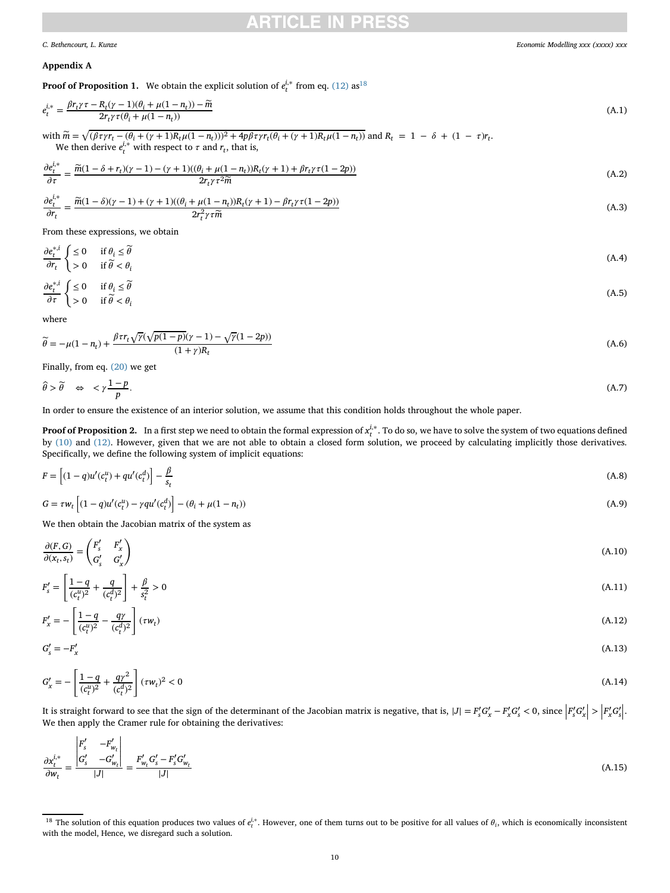## Appendix A

**Proof of Proposition 1.** We obtain the explicit solution of $e_t^{i,*}$ from eq. (12) as[18]

$$e_t^{i,*} = \frac{\beta r_t \gamma \tau - R_t(\gamma - 1)(\theta_i + \mu(1-n_t)) - \widetilde{m}}{2 r_t \gamma \tau (\theta_i + \mu(1-n_t))} \tag{A.1}$$

with $\widetilde{m} = \sqrt{(\beta\tau\gamma r_t - (\theta_i + (\gamma+1)R_t\mu(1-n_t)))^2 + 4p\beta\tau\gamma r_t(\theta_i + (\gamma+1)R_t\mu(1-n_t))}$ and $R_t = 1 - \delta + (1-\tau)r_t$.
We then derive $e_t^{i,*}$ with respect to $\tau$ and $r_t$, that is,

$$\frac{\partial e_t^{i,*}}{\partial \tau} = \frac{\widetilde{m}(1-\delta+r_t)(\gamma-1) - (\gamma+1)((\theta_i + \mu(1-n_t))R_t(\gamma+1) + \beta r_t \gamma \tau(1-2p))}{2 r_t \gamma \tau^2 \widetilde{m}} \tag{A.2}$$

$$\frac{\partial e_t^{i,*}}{\partial r_t} = \frac{\widetilde{m}(1-\delta)(\gamma-1) + (\gamma+1)((\theta_i + \mu(1-n_t))R_t(\gamma+1) - \beta r_t \gamma \tau(1-2p))}{2 r_t^2 \gamma \tau \widetilde{m}} \tag{A.3}$$

From these expressions, we obtain

$$\frac{\partial e_t^{*,i}}{\partial r_t} \begin{cases} \leq 0 & \text{if } \theta_i \leq \widetilde{\theta} \\ > 0 & \text{if } \widetilde{\theta} < \theta_i \end{cases} \tag{A.4}$$

$$\frac{\partial e_t^{*,i}}{\partial \tau} \begin{cases} \leq 0 & \text{if } \theta_i \leq \widetilde{\theta} \\ > 0 & \text{if } \widetilde{\theta} < \theta_i \end{cases} \tag{A.5}$$

where

$$\widetilde{\theta} = -\mu(1-n_t) + \frac{\beta\tau r_t\sqrt{\gamma}(\sqrt{p(1-p)}(\gamma-1) - \sqrt{\gamma}(1-2p))}{(1+\gamma)R_t} \tag{A.6}$$

Finally, from eq. (20) we get

$$\widehat{\theta} > \widetilde{\theta} \quad \Leftrightarrow \quad < \gamma\frac{1-p}{p}. \tag{A.7}$$

In order to ensure the existence of an interior solution, we assume that this condition holds throughout the whole paper.

**Proof of Proposition 2.** In a first step we need to obtain the formal expression of $x_t^{i,*}$. To do so, we have to solve the system of two equations defined by (10) and (12). However, given that we are not able to obtain a closed form solution, we proceed by calculating implicitly those derivatives. Specifically, we define the following system of implicit equations:

$$F = \left[(1-q)u'(c_t^u) + qu'(c_t^d)\right] - \frac{\beta}{s_t} \tag{A.8}$$

$$G = \tau w_t \left[(1-q)u'(c_t^u) - \gamma q u'(c_t^d)\right] - (\theta_i + \mu(1-n_t)) \tag{A.9}$$

We then obtain the Jacobian matrix of the system as

$$\frac{\partial(F,G)}{\partial(x_t, s_t)} = \begin{pmatrix} F'_s & F'_x \\ G'_s & G'_x \end{pmatrix} \tag{A.10}$$

$$F'_s = \left[\frac{1-q}{(c_t^u)^2} + \frac{q}{(c_t^d)^2}\right] + \frac{\beta}{s_t^2} > 0 \tag{A.11}$$

$$F'_x = -\left[\frac{1-q}{(c_t^u)^2} - \frac{q\gamma}{(c_t^d)^2}\right](\tau w_t) \tag{A.12}$$

$$G'_s = -F'_x \tag{A.13}$$

$$G'_x = -\left[\frac{1-q}{(c_t^u)^2} + \frac{q\gamma^2}{(c_t^d)^2}\right](\tau w_t)^2 < 0 \tag{A.14}$$

It is straight forward to see that the sign of the determinant of the Jacobian matrix is negative, that is, $|J| = F'_s G'_x - F'_x G'_s < 0$, since $\left|F'_s G'_x\right| > \left|F'_x G'_s\right|$.
We then apply the Cramer rule for obtaining the derivatives:

$$\frac{\partial x_t^{i,*}}{\partial w_t} = \frac{\begin{vmatrix} F'_s & -F'_{w_t} \\ G'_s & -G'_{w_t} \end{vmatrix}}{|J|} = \frac{F'_{w_t} G'_s - F'_s G'_{w_t}}{|J|} \tag{A.15}$$

[18] The solution of this equation produces two values of $e_t^{i,*}$. However, one of them turns out to be positive for all values of $\theta_i$, which is economically inconsistent with the model, Hence, we disregard such a solution.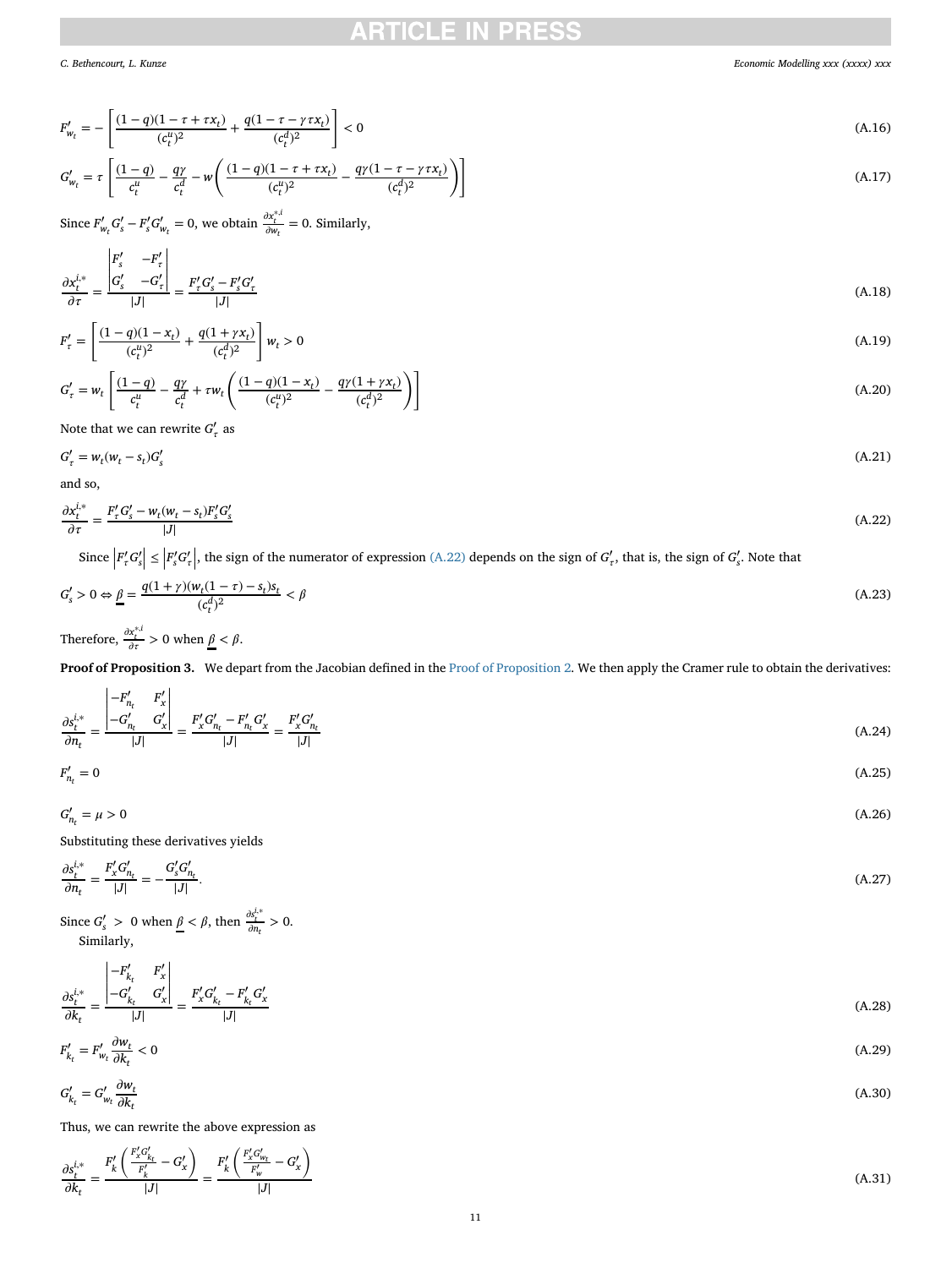$$F'_{w_t} = -\left[\frac{(1-q)(1-\tau+\tau x_t)}{(c_t^u)^2} + \frac{q(1-\tau-\gamma\tau x_t)}{(c_t^d)^2}\right] < 0 \tag{A.16}$$

$$G'_{w_t} = \tau\left[\frac{(1-q)}{c_t^u} - \frac{q\gamma}{c_t^d} - w\left(\frac{(1-q)(1-\tau+\tau x_t)}{(c_t^u)^2} - \frac{q\gamma(1-\tau-\gamma\tau x_t)}{(c_t^d)^2}\right)\right] \tag{A.17}$$

Since $F'_{w_t}G'_s - F'_sG'_{w_t} = 0$, we obtain $\frac{\partial x_t^{*,i}}{\partial w_t} = 0$. Similarly,

$$\frac{\partial x_t^{i,*}}{\partial \tau} = \frac{\begin{vmatrix} F'_s & -F'_\tau \\ G'_s & -G'_\tau \end{vmatrix}}{|J|} = \frac{F'_\tau G'_s - F'_s G'_\tau}{|J|} \tag{A.18}$$

$$F'_\tau = \left[\frac{(1-q)(1-x_t)}{(c_t^u)^2} + \frac{q(1+\gamma x_t)}{(c_t^d)^2}\right] w_t > 0 \tag{A.19}$$

$$G'_\tau = w_t\left[\frac{(1-q)}{c_t^u} - \frac{q\gamma}{c_t^d} + \tau w_t\left(\frac{(1-q)(1-x_t)}{(c_t^u)^2} - \frac{q\gamma(1+\gamma x_t)}{(c_t^d)^2}\right)\right] \tag{A.20}$$

Note that we can rewrite $G'_\tau$ as

$$G'_\tau = w_t(w_t - s_t)G'_s \tag{A.21}$$

and so,

$$\frac{\partial x_t^{i,*}}{\partial \tau} = \frac{F'_\tau G'_s - w_t(w_t - s_t)F'_s G'_s}{|J|} \tag{A.22}$$

Since $\left|F'_\tau G'_s\right| \leq \left|F'_s G'_\tau\right|$, the sign of the numerator of expression (A.22) depends on the sign of $G'_\tau$, that is, the sign of $G'_s$. Note that

$$G'_s > 0 \Leftrightarrow \underline{\beta} = \frac{q(1+\gamma)(w_t(1-\tau) - s_t)s_t}{(c_t^d)^2} < \beta \tag{A.23}$$

Therefore, $\frac{\partial x_t^{*,i}}{\partial \tau} > 0$ when $\underline{\beta} < \beta$.

**Proof of Proposition 3.** We depart from the Jacobian defined in the Proof of Proposition 2. We then apply the Cramer rule to obtain the derivatives:

$$\frac{\partial s_t^{i,*}}{\partial n_t} = \frac{\begin{vmatrix} -F'_{n_t} & F'_x \\ -G'_{n_t} & G'_x \end{vmatrix}}{|J|} = \frac{F'_x G'_{n_t} - F'_{n_t} G'_x}{|J|} = \frac{F'_x G'_{n_t}}{|J|} \tag{A.24}$$

$$F'_{n_t} = 0 \tag{A.25}$$

$$G'_{n_t} = \mu > 0 \tag{A.26}$$

Substituting these derivatives yields

$$\frac{\partial s_t^{i,*}}{\partial n_t} = \frac{F'_x G'_{n_t}}{|J|} = -\frac{G'_s G'_{n_t}}{|J|}. \tag{A.27}$$

Since $G'_s > 0$ when $\underline{\beta} < \beta$, then $\frac{\partial s_t^{i,*}}{\partial n_t} > 0$.

Similarly,

$$\frac{\partial s_t^{i,*}}{\partial k_t} = \frac{\begin{vmatrix} -F'_{k_t} & F'_x \\ -G'_{k_t} & G'_x \end{vmatrix}}{|J|} = \frac{F'_x G'_{k_t} - F'_{k_t} G'_x}{|J|} \tag{A.28}$$

$$F'_{k_t} = F'_{w_t}\frac{\partial w_t}{\partial k_t} < 0 \tag{A.29}$$

$$G'_{k_t} = G'_{w_t}\frac{\partial w_t}{\partial k_t} \tag{A.30}$$

Thus, we can rewrite the above expression as

$$\frac{\partial s_t^{i,*}}{\partial k_t} = \frac{F'_k\left(\frac{F'_x G'_{k_t}}{F'_k} - G'_x\right)}{|J|} = \frac{F'_k\left(\frac{F'_x G'_{w_t}}{F'_w} - G'_x\right)}{|J|} \tag{A.31}$$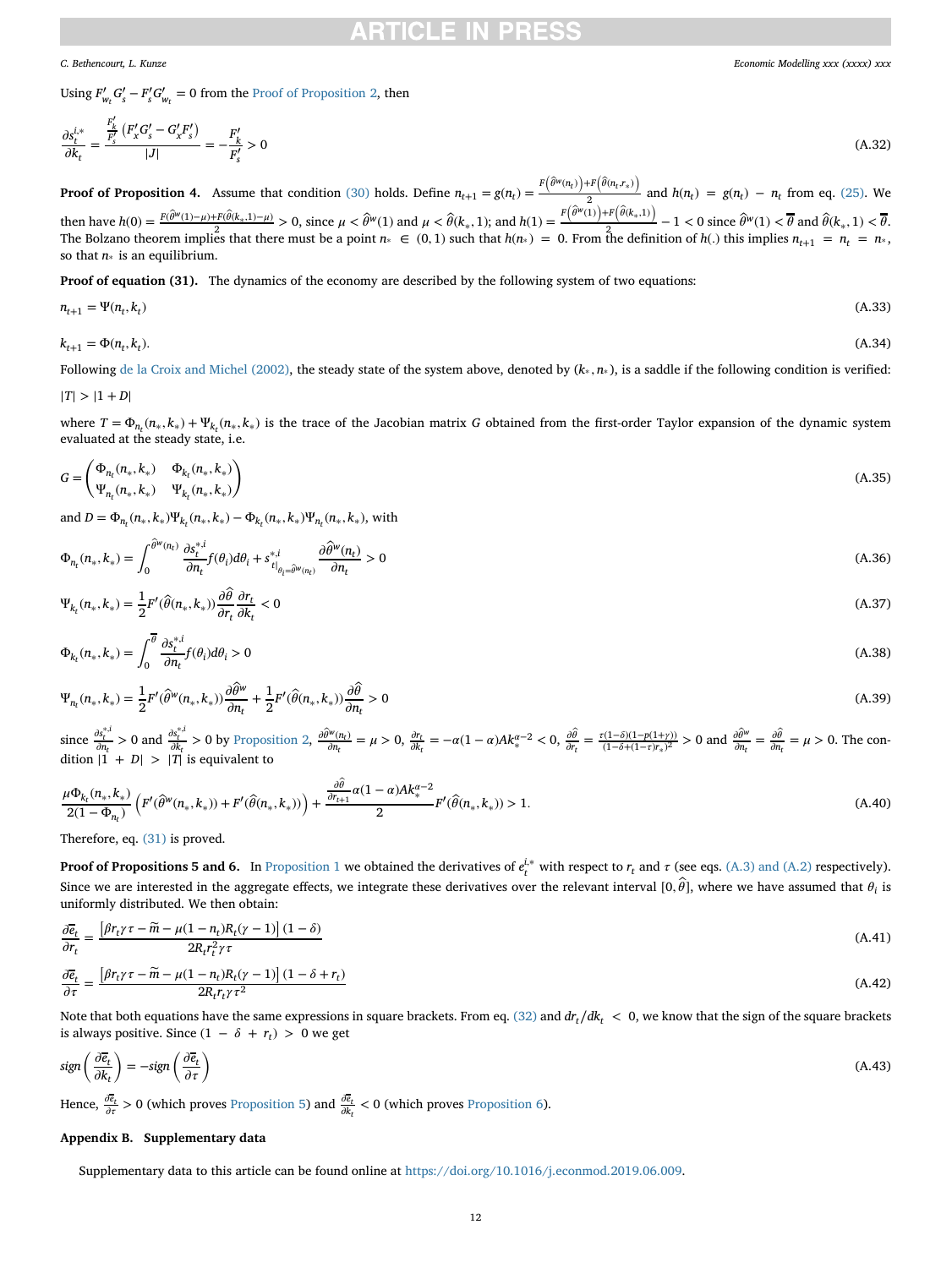Using $F'_{w_t} G'_s - F'_s G'_{w_t} = 0$ from the Proof of Proposition 2, then

$$\frac{\partial s_t^{i,*}}{\partial k_t} = \frac{\frac{F'_k}{F'_s}\left(F'_x G'_s - G'_x F'_s\right)}{|J|} = -\frac{F'_k}{F'_s} > 0 \tag{A.32}$$

**Proof of Proposition 4.** Assume that condition (30) holds. Define $n_{t+1} = g(n_t) = \frac{F\left(\hat{\theta}^w(n_t)\right) + F\left(\hat{\theta}(n_t, r_*)\right)}{2}$ and $h(n_t) = g(n_t) - n_t$ from eq. (25). We then have $h(0) = \frac{F(\hat{\theta}^w(1)-\mu) + F(\hat{\theta}(k_*,1)-\mu)}{2} > 0$, since $\mu < \hat{\theta}^w(1)$ and $\mu < \hat{\theta}(k_*, 1)$; and $h(1) = \frac{F\left(\hat{\theta}^w(1)\right) + F\left(\hat{\theta}(k_*,1)\right)}{2} - 1 < 0$ since $\hat{\theta}^w(1) < \overline{\theta}$ and $\hat{\theta}(k_*, 1) < \overline{\theta}$. The Bolzano theorem implies that there must be a point $n_* \in (0, 1)$ such that $h(n_*) = 0$. From the definition of $h(.)$ this implies $n_{t+1} = n_t = n_*$, so that $n_*$ is an equilibrium.

**Proof of equation (31).** The dynamics of the economy are described by the following system of two equations:

$$n_{t+1} = \Psi(n_t, k_t) \tag{A.33}$$

$$k_{t+1} = \Phi(n_t, k_t). \tag{A.34}$$

Following de la Croix and Michel (2002), the steady state of the system above, denoted by $(k_*, n_*)$, is a saddle if the following condition is verified:

$|T| > |1 + D|$

where $T = \Phi_{n_t}(n_*, k_*) + \Psi_{k_t}(n_*, k_*)$ is the trace of the Jacobian matrix $G$ obtained from the first-order Taylor expansion of the dynamic system evaluated at the steady state, i.e.

$$G = \begin{pmatrix} \Phi_{n_t}(n_*, k_*) & \Phi_{k_t}(n_*, k_*) \\ \Psi_{n_t}(n_*, k_*) & \Psi_{k_t}(n_*, k_*) \end{pmatrix} \tag{A.35}$$

and $D = \Phi_{n_t}(n_*, k_*)\Psi_{k_t}(n_*, k_*) - \Phi_{k_t}(n_*, k_*)\Psi_{n_t}(n_*, k_*)$, with

$$\Phi_{n_t}(n_*, k_*) = \int_0^{\hat{\theta}^w(n_t)} \frac{\partial s_t^{*,i}}{\partial n_t} f(\theta_i) d\theta_i + s^{*,i}_{t|_{\theta_i = \hat{\theta}^w(n_t)}} \frac{\partial \hat{\theta}^w(n_t)}{\partial n_t} > 0 \tag{A.36}$$

$$\Psi_{k_t}(n_*, k_*) = \frac{1}{2} F'(\hat{\theta}(n_*, k_*)) \frac{\partial \hat{\theta}}{\partial r_t} \frac{\partial r_t}{\partial k_t} < 0 \tag{A.37}$$

$$\Phi_{k_t}(n_*, k_*) = \int_0^{\overline{\theta}} \frac{\partial s_t^{*,i}}{\partial n_t} f(\theta_i) d\theta_i > 0 \tag{A.38}$$

$$\Psi_{n_t}(n_*, k_*) = \frac{1}{2} F'(\hat{\theta}^w(n_*, k_*)) \frac{\partial \hat{\theta}^w}{\partial n_t} + \frac{1}{2} F'(\hat{\theta}(n_*, k_*)) \frac{\partial \hat{\theta}}{\partial n_t} > 0 \tag{A.39}$$

since $\frac{\partial s_t^{*,i}}{\partial n_t} > 0$ and $\frac{\partial s_t^{*,i}}{\partial k_t} > 0$ by Proposition 2, $\frac{\partial \hat{\theta}^w(n_t)}{\partial n_t} = \mu > 0$, $\frac{\partial r_t}{\partial k_t} = -\alpha(1-\alpha)Ak_*^{\alpha-2} < 0$, $\frac{\partial \hat{\theta}}{\partial r_t} = \frac{\tau(1-\delta)(1-p(1+\gamma))}{(1-\delta+(1-\tau)r_*)^2} > 0$ and $\frac{\partial \hat{\theta}^w}{\partial n_t} = \frac{\partial \hat{\theta}}{\partial n_t} = \mu > 0$. The condition $|1 + D| > |T|$ is equivalent to

$$\frac{\mu \Phi_{k_t}(n_*, k_*)}{2(1 - \Phi_{n_t})} \left(F'(\hat{\theta}^w(n_*, k_*)) + F'(\hat{\theta}(n_*, k_*))\right) + \frac{\frac{\partial \hat{\theta}}{\partial r_{t+1}} \alpha(1-\alpha)Ak_*^{\alpha-2}}{2} F'(\hat{\theta}(n_*, k_*)) > 1. \tag{A.40}$$

Therefore, eq. (31) is proved.

**Proof of Propositions 5 and 6.** In Proposition 1 we obtained the derivatives of $e_t^{i,*}$ with respect to $r_t$ and $\tau$ (see eqs. (A.3) and (A.2) respectively). Since we are interested in the aggregate effects, we integrate these derivatives over the relevant interval $[0, \hat{\theta}]$, where we have assumed that $\theta_i$ is uniformly distributed. We then obtain:

$$\frac{\partial \overline{e}_t}{\partial r_t} = \frac{\left[\beta r_t \gamma \tau - \widetilde{m} - \mu(1-n_t)R_t(\gamma - 1)\right](1-\delta)}{2R_t r_t^2 \gamma \tau} \tag{A.41}$$

$$\frac{\partial \overline{e}_t}{\partial \tau} = \frac{\left[\beta r_t \gamma \tau - \widetilde{m} - \mu(1-n_t)R_t(\gamma - 1)\right](1-\delta+r_t)}{2R_t r_t \gamma \tau^2} \tag{A.42}$$

Note that both equations have the same expressions in square brackets. From eq. (32) and $dr_t/dk_t < 0$, we know that the sign of the square brackets is always positive. Since $(1 - \delta + r_t) > 0$ we get

$$sign\left(\frac{\partial \overline{e}_t}{\partial k_t}\right) = -sign\left(\frac{\partial \overline{e}_t}{\partial \tau}\right) \tag{A.43}$$

Hence, $\frac{\partial \overline{e}_t}{\partial \tau} > 0$ (which proves Proposition 5) and $\frac{\partial \overline{e}_t}{\partial k_t} < 0$ (which proves Proposition 6).

## Appendix B. Supplementary data

Supplementary data to this article can be found online at https://doi.org/10.1016/j.econmod.2019.06.009.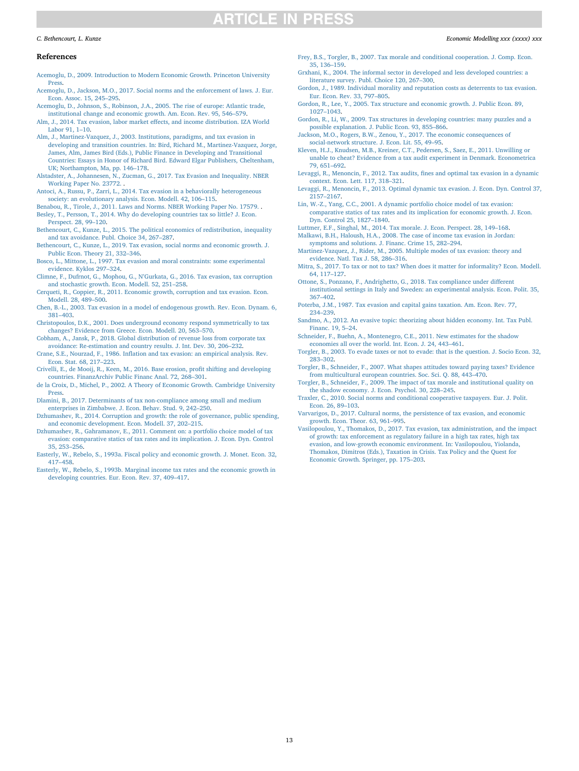## References

Acemoglu, D., 2009. Introduction to Modern Economic Growth. Princeton University Press.

Acemoglu, D., Jackson, M.O., 2017. Social norms and the enforcement of laws. J. Eur. Econ. Assoc. 15, 245–295.

Acemoglu, D., Johnson, S., Robinson, J.A., 2005. The rise of europe: Atlantic trade, institutional change and economic growth. Am. Econ. Rev. 95, 546–579.

Alm, J., 2014. Tax evasion, labor market effects, and income distribution. IZA World Labor 91, 1–10.

Alm, J., Martinez-Vazquez, J., 2003. Institutions, paradigms, and tax evasion in developing and transition countries. In: Bird, Richard M., Martinez-Vazquez, Jorge, James, Alm, James Bird (Eds.), Public Finance in Developing and Transitional Countries: Essays in Honor of Richard Bird. Edward Elgar Publishers, Cheltenham, UK; Northampton, Ma, pp. 146–178.

Alstadster, A., Johannesen, N., Zucman, G., 2017. Tax Evasion and Inequality. NBER Working Paper No. 23772. .

Antoci, A., Russu, P., Zarri, L., 2014. Tax evasion in a behaviorally heterogeneous society: an evolutionary analysis. Econ. Modell. 42, 106–115.

Benabou, R., Tirole, J., 2011. Laws and Norms. NBER Working Paper No. 17579. .

Besley, T., Persson, T., 2014. Why do developing countries tax so little? J. Econ. Perspect. 28, 99–120.

Bethencourt, C., Kunze, L., 2015. The political economics of redistribution, inequality and tax avoidance. Publ. Choice 34, 267–287.

Bethencourt, C., Kunze, L., 2019. Tax evasion, social norms and economic growth. J. Public Econ. Theory 21, 332–346.

Bosco, L., Mittone, L., 1997. Tax evasion and moral constraints: some experimental evidence. Kyklos 297–324.

Climne, F., Dufrnot, G., Mophou, G., N'Gurkata, G., 2016. Tax evasion, tax corruption and stochastic growth. Econ. Modell. 52, 251–258.

Cerqueti, R., Coppier, R., 2011. Economic growth, corruption and tax evasion. Econ. Modell. 28, 489–500.

Chen, B.-L., 2003. Tax evasion in a model of endogenous growth. Rev. Econ. Dynam. 6, 381–403.

Christopoulos, D.K., 2001. Does underground economy respond symmetrically to tax changes? Evidence from Greece. Econ. Modell. 20, 563–570.

Cobham, A., Jansk, P., 2018. Global distribution of revenue loss from corporate tax avoidance: Re-estimation and country results. J. Int. Dev. 30, 206–232.

Crane, S.E., Nourzad, F., 1986. Inflation and tax evasion: an empirical analysis. Rev. Econ. Stat. 68, 217–223.

Crivelli, E., de Mooij, R., Keen, M., 2016. Base erosion, profit shifting and developing countries. FinanzArchiv Public Financ Anal. 72, 268–301.

de la Croix, D., Michel, P., 2002. A Theory of Economic Growth. Cambridge University Press.

Dlamini, B., 2017. Determinants of tax non-compliance among small and medium enterprises in Zimbabwe. J. Econ. Behav. Stud. 9, 242–250.

Dzhumashev, R., 2014. Corruption and growth: the role of governance, public spending, and economic development. Econ. Modell. 37, 202–215.

Dzhumashev, R., Gahramanov, E., 2011. Comment on: a portfolio choice model of tax evasion: comparative statics of tax rates and its implication. J. Econ. Dyn. Control 35, 253–256.

Easterly, W., Rebelo, S., 1993a. Fiscal policy and economic growth. J. Monet. Econ. 32, 417–458.

Easterly, W., Rebelo, S., 1993b. Marginal income tax rates and the economic growth in developing countries. Eur. Econ. Rev. 37, 409–417.

Frey, B.S., Torgler, B., 2007. Tax morale and conditional cooperation. J. Comp. Econ. 35, 136–159.

Grxhani, K., 2004. The informal sector in developed and less developed countries: a literature survey. Publ. Choice 120, 267–300.

Gordon, J., 1989. Individual morality and reputation costs as deterrents to tax evasion. Eur. Econ. Rev. 33, 797–805.

Gordon, R., Lee, Y., 2005. Tax structure and economic growth. J. Public Econ. 89, 1027–1043.

Gordon, R., Li, W., 2009. Tax structures in developing countries: many puzzles and a possible explanation. J. Public Econ. 93, 855–866.

Jackson, M.O., Rogers, B.W., Zenou, Y., 2017. The economic consequences of social-network structure. J. Econ. Lit. 55, 49–95.

Kleven, H.J., Knudsen, M.B., Kreiner, C.T., Pedersen, S., Saez, E., 2011. Unwilling or unable to cheat? Evidence from a tax audit experiment in Denmark. Econometrica 79, 651–692.

Levaggi, R., Menoncin, F., 2012. Tax audits, fines and optimal tax evasion in a dynamic context. Econ. Lett. 117, 318–321.

Levaggi, R., Menoncin, F., 2013. Optimal dynamic tax evasion. J. Econ. Dyn. Control 37, 2157–2167.

Lin, W.-Z., Yang, C.C., 2001. A dynamic portfolio choice model of tax evasion: comparative statics of tax rates and its implication for economic growth. J. Econ. Dyn. Control 25, 1827–1840.

Luttmer, E.F., Singhal, M., 2014. Tax morale. J. Econ. Perspect. 28, 149–168.

Malkawi, B.H., Haloush, H.A., 2008. The case of income tax evasion in Jordan: symptoms and solutions. J. Financ. Crime 15, 282–294.

Martinez-Vazquez, J., Rider, M., 2005. Multiple modes of tax evasion: theory and evidence. Natl. Tax J. 58, 286–316.

Mitra, S., 2017. To tax or not to tax? When does it matter for informality? Econ. Modell. 64, 117–127.

Ottone, S., Ponzano, F., Andrighetto, G., 2018. Tax compliance under different institutional settings in Italy and Sweden: an experimental analysis. Econ. Polit. 35, 367–402.

Poterba, J.M., 1987. Tax evasion and capital gains taxation. Am. Econ. Rev. 77, 234–239.

Sandmo, A., 2012. An evasive topic: theorizing about hidden economy. Int. Tax Publ. Financ. 19, 5–24.

Schneider, F., Buehn, A., Montenegro, C.E., 2011. New estimates for the shadow economies all over the world. Int. Econ. J. 24, 443–461.

Torgler, B., 2003. To evade taxes or not to evade: that is the question. J. Socio Econ. 32, 283–302.

Torgler, B., Schneider, F., 2007. What shapes attitudes toward paying taxes? Evidence from multicultural european countries. Soc. Sci. Q. 88, 443–470.

Torgler, B., Schneider, F., 2009. The impact of tax morale and institutional quality on the shadow economy. J. Econ. Psychol. 30, 228–245.

Traxler, C., 2010. Social norms and conditional cooperative taxpayers. Eur. J. Polit. Econ. 26, 89–103.

Varvarigos, D., 2017. Cultural norms, the persistence of tax evasion, and economic growth. Econ. Theor. 63, 961–995.

Vasilopoulou, Y., Thomakos, D., 2017. Tax evasion, tax administration, and the impact of growth: tax enforcement as regulatory failure in a high tax rates, high tax evasion, and low-growth economic environment. In: Vasilopoulou, Yiolanda, Thomakos, Dimitros (Eds.), Taxation in Crisis. Tax Policy and the Quest for Economic Growth. Springer, pp. 175–203.